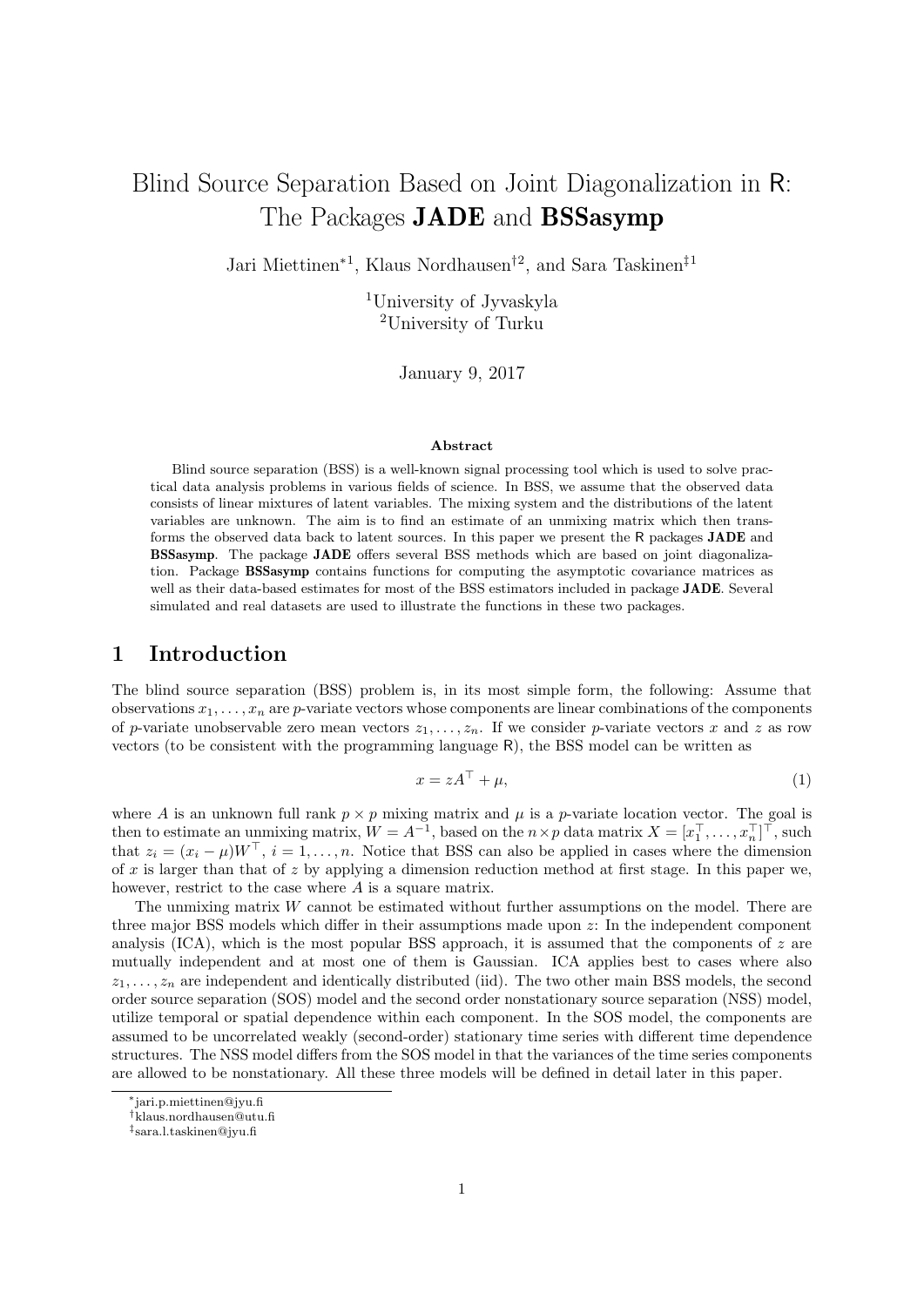# Blind Source Separation Based on Joint Diagonalization in R: The Packages **JADE** and **BSSasymp**

Jari Miettinen*[1], Klaus Nordhausen†[2], and Sara Taskinen‡[1]

[1]University of Jyvaskyla
[2]University of Turku

January 9, 2017

**Abstract**

Blind source separation (BSS) is a well-known signal processing tool which is used to solve practical data analysis problems in various fields of science. In BSS, we assume that the observed data consists of linear mixtures of latent variables. The mixing system and the distributions of the latent variables are unknown. The aim is to find an estimate of an unmixing matrix which then transforms the observed data back to latent sources. In this paper we present the R packages **JADE** and **BSSasymp**. The package **JADE** offers several BSS methods which are based on joint diagonalization. Package **BSSasymp** contains functions for computing the asymptotic covariance matrices as well as their data-based estimates for most of the BSS estimators included in package **JADE**. Several simulated and real datasets are used to illustrate the functions in these two packages.

## 1 Introduction

The blind source separation (BSS) problem is, in its most simple form, the following: Assume that observations $x_1, \ldots, x_n$ are $p$-variate vectors whose components are linear combinations of the components of $p$-variate unobservable zero mean vectors $z_1, \ldots, z_n$. If we consider $p$-variate vectors $x$ and $z$ as row vectors (to be consistent with the programming language R), the BSS model can be written as

$$x = zA^\top + \mu, \tag{1}$$

where $A$ is an unknown full rank $p \times p$ mixing matrix and $\mu$ is a $p$-variate location vector. The goal is then to estimate an unmixing matrix, $W = A^{-1}$, based on the $n \times p$ data matrix $X = [x_1^\top, \ldots, x_n^\top]^\top$, such that $z_i = (x_i - \mu)W^\top$, $i = 1, \ldots, n$. Notice that BSS can also be applied in cases where the dimension of $x$ is larger than that of $z$ by applying a dimension reduction method at first stage. In this paper we, however, restrict to the case where $A$ is a square matrix.

The unmixing matrix $W$ cannot be estimated without further assumptions on the model. There are three major BSS models which differ in their assumptions made upon $z$: In the independent component analysis (ICA), which is the most popular BSS approach, it is assumed that the components of $z$ are mutually independent and at most one of them is Gaussian. ICA applies best to cases where also $z_1, \ldots, z_n$ are independent and identically distributed (iid). The two other main BSS models, the second order source separation (SOS) model and the second order nonstationary source separation (NSS) model, utilize temporal or spatial dependence within each component. In the SOS model, the components are assumed to be uncorrelated weakly (second-order) stationary time series with different time dependence structures. The NSS model differs from the SOS model in that the variances of the time series components are allowed to be nonstationary. All these three models will be defined in detail later in this paper.

*jari.p.miettinen@jyu.fi
†klaus.nordhausen@utu.fi
‡sara.l.taskinen@jyu.fi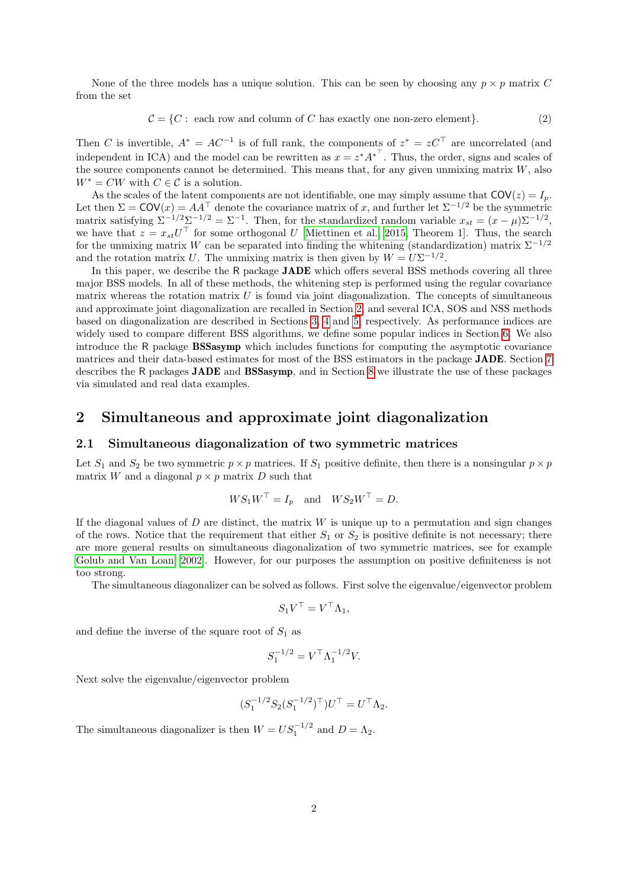None of the three models has a unique solution. This can be seen by choosing any $p \times p$ matrix $C$ from the set

$$\mathcal{C} = \{C : \text{ each row and column of } C \text{ has exactly one non-zero element}\}. \tag{2}$$

Then $C$ is invertible, $A^* = AC^{-1}$ is of full rank, the components of $z^* = zC^\top$ are uncorrelated (and independent in ICA) and the model can be rewritten as $x = z^* {A^*}^\top$. Thus, the order, signs and scales of the source components cannot be determined. This means that, for any given unmixing matrix $W$, also $W^* = CW$ with $C \in \mathcal{C}$ is a solution.

As the scales of the latent components are not identifiable, one may simply assume that $\mathsf{COV}(z) = I_p$. Let then $\Sigma = \mathsf{COV}(x) = AA^\top$ denote the covariance matrix of $x$, and further let $\Sigma^{-1/2}$ be the symmetric matrix satisfying $\Sigma^{-1/2}\Sigma^{-1/2} = \Sigma^{-1}$. Then, for the standardized random variable $x_{st} = (x - \mu)\Sigma^{-1/2}$, we have that $z = x_{st}U^\top$ for some orthogonal $U$ [Miettinen et al., 2015, Theorem 1]. Thus, the search for the unmixing matrix $W$ can be separated into finding the whitening (standardization) matrix $\Sigma^{-1/2}$ and the rotation matrix $U$. The unmixing matrix is then given by $W = U\Sigma^{-1/2}$.

In this paper, we describe the R package **JADE** which offers several BSS methods covering all three major BSS models. In all of these methods, the whitening step is performed using the regular covariance matrix whereas the rotation matrix $U$ is found via joint diagonalization. The concepts of simultaneous and approximate joint diagonalization are recalled in Section 2, and several ICA, SOS and NSS methods based on diagonalization are described in Sections 3, 4 and 5, respectively. As performance indices are widely used to compare different BSS algorithms, we define some popular indices in Section 6. We also introduce the R package **BSSasymp** which includes functions for computing the asymptotic covariance matrices and their data-based estimates for most of the BSS estimators in the package **JADE**. Section 7 describes the R packages **JADE** and **BSSasymp**, and in Section 8 we illustrate the use of these packages via simulated and real data examples.

## 2 Simultaneous and approximate joint diagonalization

### 2.1 Simultaneous diagonalization of two symmetric matrices

Let $S_1$ and $S_2$ be two symmetric $p \times p$ matrices. If $S_1$ positive definite, then there is a nonsingular $p \times p$ matrix $W$ and a diagonal $p \times p$ matrix $D$ such that

$$WS_1W^\top = I_p \quad \text{and} \quad WS_2W^\top = D.$$

If the diagonal values of $D$ are distinct, the matrix $W$ is unique up to a permutation and sign changes of the rows. Notice that the requirement that either $S_1$ or $S_2$ is positive definite is not necessary; there are more general results on simultaneous diagonalization of two symmetric matrices, see for example Golub and Van Loan [2002]. However, for our purposes the assumption on positive definiteness is not too strong.

The simultaneous diagonalizer can be solved as follows. First solve the eigenvalue/eigenvector problem

$$S_1V^\top = V^\top\Lambda_1,$$

and define the inverse of the square root of $S_1$ as

$$S_1^{-1/2} = V^\top\Lambda_1^{-1/2}V.$$

Next solve the eigenvalue/eigenvector problem

$$(S_1^{-1/2}S_2(S_1^{-1/2})^\top)U^\top = U^\top\Lambda_2.$$

The simultaneous diagonalizer is then $W = US_1^{-1/2}$ and $D = \Lambda_2$.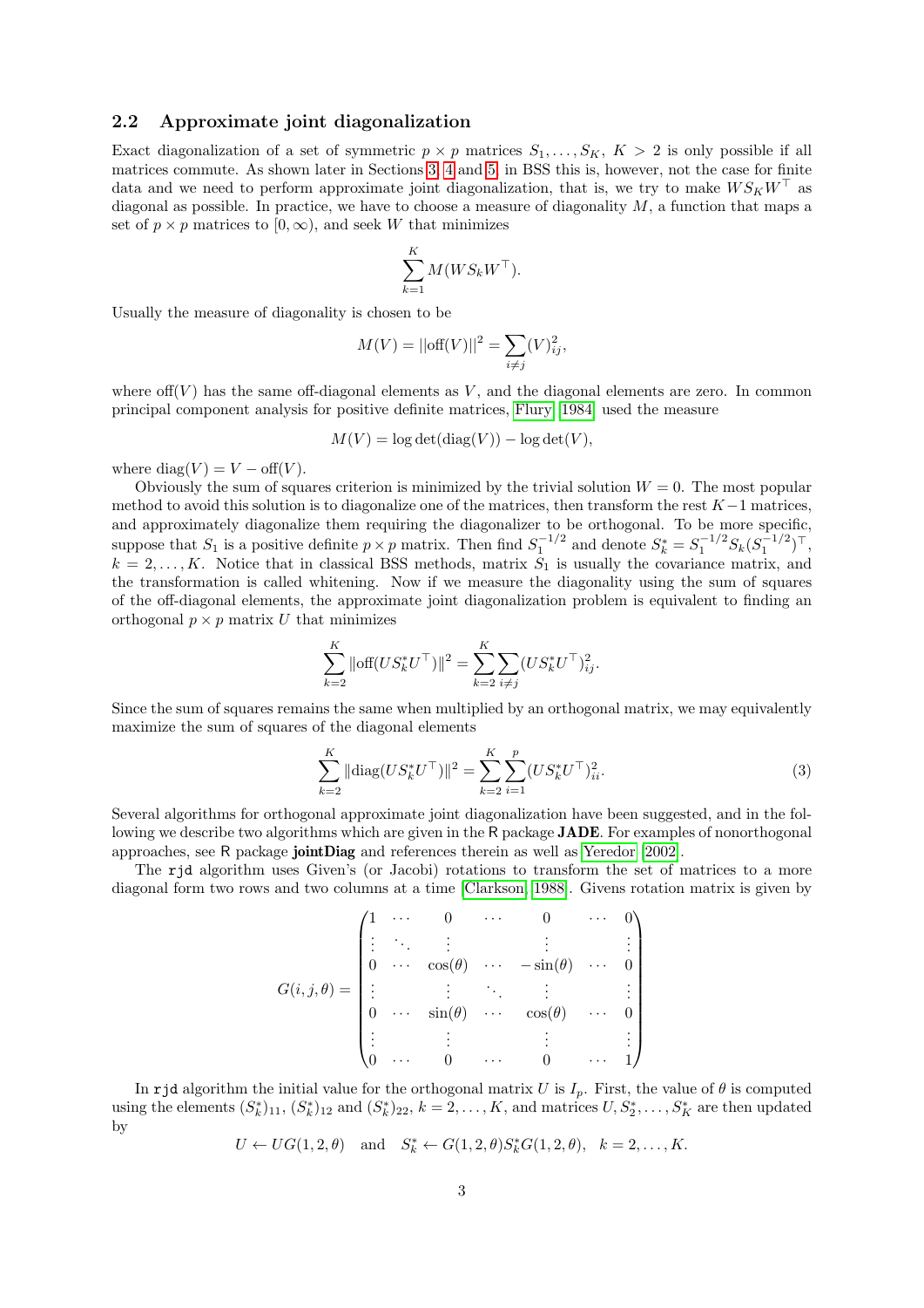### 2.2 Approximate joint diagonalization

Exact diagonalization of a set of symmetric $p \times p$ matrices $S_1, \ldots, S_K$, $K > 2$ is only possible if all matrices commute. As shown later in Sections 3, 4 and 5, in BSS this is, however, not the case for finite data and we need to perform approximate joint diagonalization, that is, we try to make $W S_K W^\top$ as diagonal as possible. In practice, we have to choose a measure of diagonality $M$, a function that maps a set of $p \times p$ matrices to $[0, \infty)$, and seek $W$ that minimizes

$$\sum_{k=1}^{K} M(W S_k W^\top).$$

Usually the measure of diagonality is chosen to be

$$M(V) = ||\mathrm{off}(V)||^2 = \sum_{i \neq j} (V)_{ij}^2,$$

where $\mathrm{off}(V)$ has the same off-diagonal elements as $V$, and the diagonal elements are zero. In common principal component analysis for positive definite matrices, Flury (1984) used the measure

$$M(V) = \log \det(\mathrm{diag}(V)) - \log \det(V),$$

where $\mathrm{diag}(V) = V - \mathrm{off}(V)$.

Obviously the sum of squares criterion is minimized by the trivial solution $W = 0$. The most popular method to avoid this solution is to diagonalize one of the matrices, then transform the rest $K-1$ matrices, and approximately diagonalize them requiring the diagonalizer to be orthogonal. To be more specific, suppose that $S_1$ is a positive definite $p \times p$ matrix. Then find $S_1^{-1/2}$ and denote $S_k^* = S_1^{-1/2} S_k (S_1^{-1/2})^\top$, $k = 2, \ldots, K$. Notice that in classical BSS methods, matrix $S_1$ is usually the covariance matrix, and the transformation is called whitening. Now if we measure the diagonality using the sum of squares of the off-diagonal elements, the approximate joint diagonalization problem is equivalent to finding an orthogonal $p \times p$ matrix $U$ that minimizes

$$\sum_{k=2}^{K} \|\mathrm{off}(U S_k^* U^\top)\|^2 = \sum_{k=2}^{K} \sum_{i \neq j} (U S_k^* U^\top)_{ij}^2.$$

Since the sum of squares remains the same when multiplied by an orthogonal matrix, we may equivalently maximize the sum of squares of the diagonal elements

$$\sum_{k=2}^{K} \|\mathrm{diag}(U S_k^* U^\top)\|^2 = \sum_{k=2}^{K} \sum_{i=1}^{p} (U S_k^* U^\top)_{ii}^2. \tag{3}$$

Several algorithms for orthogonal approximate joint diagonalization have been suggested, and in the following we describe two algorithms which are given in the R package **JADE**. For examples of nonorthogonal approaches, see R package **jointDiag** and references therein as well as Yeredor (2002).

The `rjd` algorithm uses Given's (or Jacobi) rotations to transform the set of matrices to a more diagonal form two rows and two columns at a time (Clarkson 1988). Givens rotation matrix is given by

$$G(i,j,\theta) = \begin{pmatrix} 1 & \cdots & 0 & \cdots & 0 & \cdots & 0 \\ \vdots & \ddots & \vdots & & \vdots & & \vdots \\ 0 & \cdots & \cos(\theta) & \cdots & -\sin(\theta) & \cdots & 0 \\ \vdots & & \vdots & \ddots & \vdots & & \vdots \\ 0 & \cdots & \sin(\theta) & \cdots & \cos(\theta) & \cdots & 0 \\ \vdots & & \vdots & & \vdots & & \vdots \\ 0 & \cdots & 0 & \cdots & 0 & \cdots & 1 \end{pmatrix}$$

In `rjd` algorithm the initial value for the orthogonal matrix $U$ is $I_p$. First, the value of $\theta$ is computed using the elements $(S_k^*)_{11}$, $(S_k^*)_{12}$ and $(S_k^*)_{22}$, $k = 2, \ldots, K$, and matrices $U, S_2^*, \ldots, S_K^*$ are then updated by

$$U \leftarrow U G(1,2,\theta) \quad \text{and} \quad S_k^* \leftarrow G(1,2,\theta) S_k^* G(1,2,\theta), \quad k = 2, \ldots, K.$$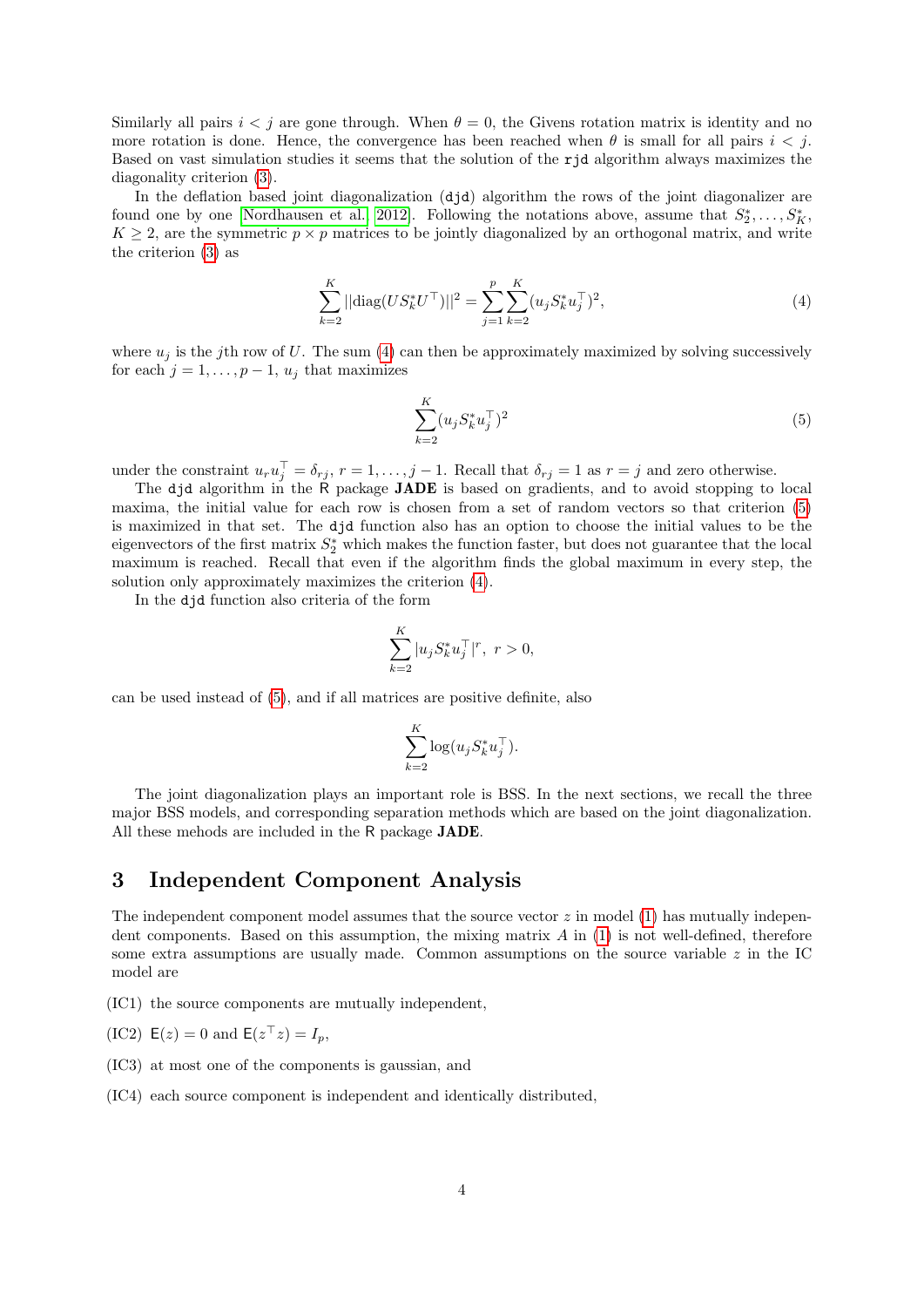Similarly all pairs $i < j$ are gone through. When $\theta = 0$, the Givens rotation matrix is identity and no more rotation is done. Hence, the convergence has been reached when $\theta$ is small for all pairs $i < j$. Based on vast simulation studies it seems that the solution of the `rjd` algorithm always maximizes the diagonality criterion (3).

In the deflation based joint diagonalization (`djd`) algorithm the rows of the joint diagonalizer are found one by one Nordhausen et al. [2012]. Following the notations above, assume that $S_2^*, \ldots, S_K^*$, $K \geq 2$, are the symmetric $p \times p$ matrices to be jointly diagonalized by an orthogonal matrix, and write the criterion (3) as

$$\sum_{k=2}^{K} ||\mathrm{diag}(US_k^* U^\top)||^2 = \sum_{j=1}^{p} \sum_{k=2}^{K} (u_j S_k^* u_j^\top)^2, \tag{4}$$

where $u_j$ is the $j$th row of $U$. The sum (4) can then be approximately maximized by solving successively for each $j = 1, \ldots, p-1$, $u_j$ that maximizes

$$\sum_{k=2}^{K} (u_j S_k^* u_j^\top)^2 \tag{5}$$

under the constraint $u_r u_j^\top = \delta_{rj}$, $r = 1, \ldots, j-1$. Recall that $\delta_{rj} = 1$ as $r = j$ and zero otherwise.

The `djd` algorithm in the R package **JADE** is based on gradients, and to avoid stopping to local maxima, the initial value for each row is chosen from a set of random vectors so that criterion (5) is maximized in that set. The `djd` function also has an option to choose the initial values to be the eigenvectors of the first matrix $S_2^*$ which makes the function faster, but does not guarantee that the local maximum is reached. Recall that even if the algorithm finds the global maximum in every step, the solution only approximately maximizes the criterion (4).

In the `djd` function also criteria of the form

$$\sum_{k=2}^{K} |u_j S_k^* u_j^\top|^r, \ r > 0,$$

can be used instead of (5), and if all matrices are positive definite, also

$$\sum_{k=2}^{K} \log(u_j S_k^* u_j^\top).$$

The joint diagonalization plays an important role is BSS. In the next sections, we recall the three major BSS models, and corresponding separation methods which are based on the joint diagonalization. All these mehods are included in the R package **JADE**.

## 3 Independent Component Analysis

The independent component model assumes that the source vector $z$ in model (1) has mutually independent components. Based on this assumption, the mixing matrix $A$ in (1) is not well-defined, therefore some extra assumptions are usually made. Common assumptions on the source variable $z$ in the IC model are

(IC1) the source components are mutually independent,

(IC2) $\mathsf{E}(z) = 0$ and $\mathsf{E}(z^\top z) = I_p$,

(IC3) at most one of the components is gaussian, and

(IC4) each source component is independent and identically distributed,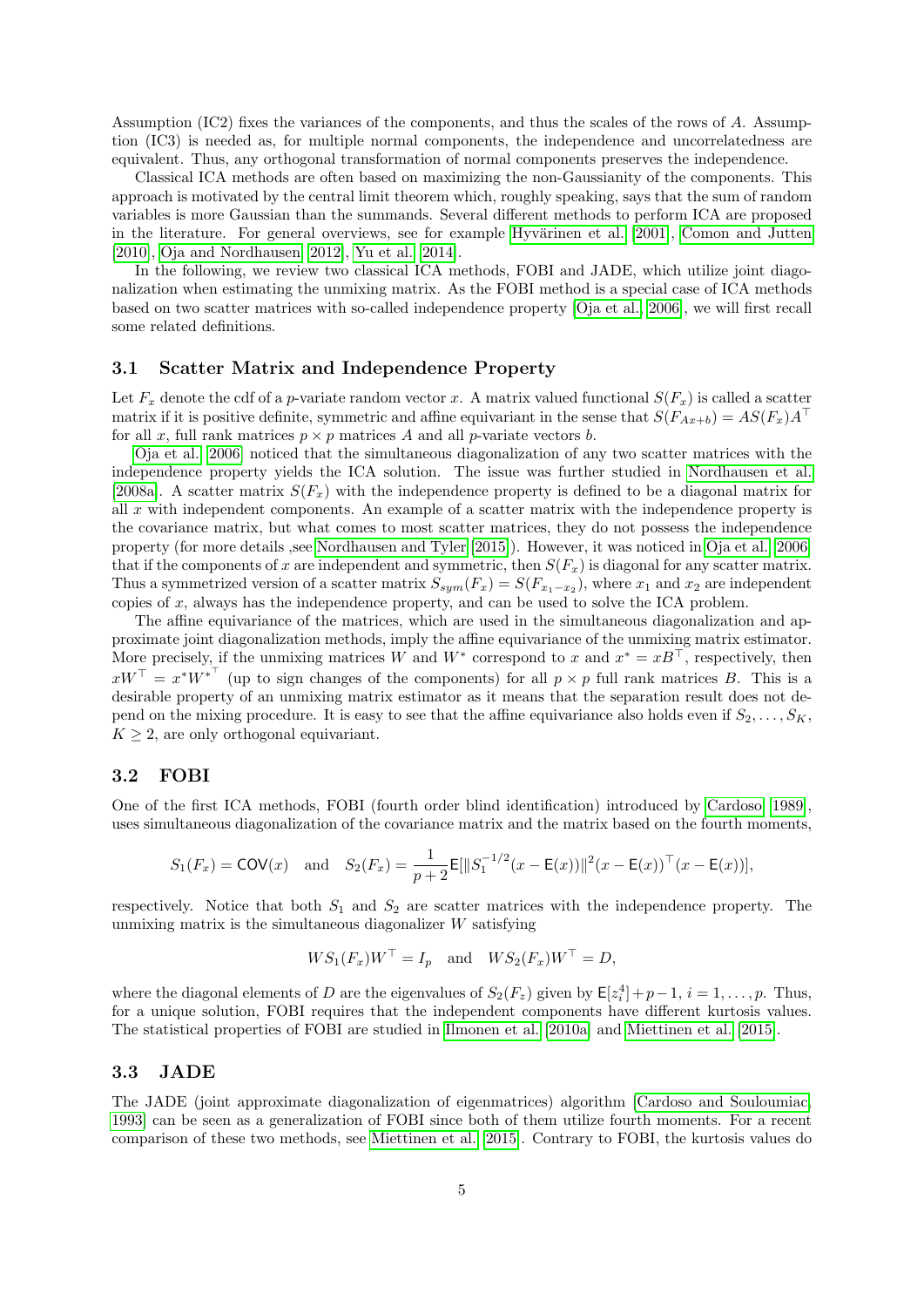Assumption (IC2) fixes the variances of the components, and thus the scales of the rows of $A$. Assumption (IC3) is needed as, for multiple normal components, the independence and uncorrelatedness are equivalent. Thus, any orthogonal transformation of normal components preserves the independence.

Classical ICA methods are often based on maximizing the non-Gaussianity of the components. This approach is motivated by the central limit theorem which, roughly speaking, says that the sum of random variables is more Gaussian than the summands. Several different methods to perform ICA are proposed in the literature. For general overviews, see for example Hyvärinen et al. [2001], Comon and Jutten [2010], Oja and Nordhausen [2012], Yu et al. [2014].

In the following, we review two classical ICA methods, FOBI and JADE, which utilize joint diagonalization when estimating the unmixing matrix. As the FOBI method is a special case of ICA methods based on two scatter matrices with so-called independence property [Oja et al., 2006], we will first recall some related definitions.

### 3.1 Scatter Matrix and Independence Property

Let $F_x$ denote the cdf of a $p$-variate random vector $x$. A matrix valued functional $S(F_x)$ is called a scatter matrix if it is positive definite, symmetric and affine equivariant in the sense that $S(F_{Ax+b}) = AS(F_x)A^\top$ for all $x$, full rank matrices $p \times p$ matrices $A$ and all $p$-variate vectors $b$.

Oja et al. [2006] noticed that the simultaneous diagonalization of any two scatter matrices with the independence property yields the ICA solution. The issue was further studied in Nordhausen et al. [2008a]. A scatter matrix $S(F_x)$ with the independence property is defined to be a diagonal matrix for all $x$ with independent components. An example of a scatter matrix with the independence property is the covariance matrix, but what comes to most scatter matrices, they do not possess the independence property (for more details ,see Nordhausen and Tyler [2015]). However, it was noticed in Oja et al. [2006] that if the components of $x$ are independent and symmetric, then $S(F_x)$ is diagonal for any scatter matrix. Thus a symmetrized version of a scatter matrix $S_{sym}(F_x) = S(F_{x_1-x_2})$, where $x_1$ and $x_2$ are independent copies of $x$, always has the independence property, and can be used to solve the ICA problem.

The affine equivariance of the matrices, which are used in the simultaneous diagonalization and approximate joint diagonalization methods, imply the affine equivariance of the unmixing matrix estimator. More precisely, if the unmixing matrices $W$ and $W^*$ correspond to $x$ and $x^* = xB^\top$, respectively, then $xW^\top = x^*{W^*}^\top$ (up to sign changes of the components) for all $p \times p$ full rank matrices $B$. This is a desirable property of an unmixing matrix estimator as it means that the separation result does not depend on the mixing procedure. It is easy to see that the affine equivariance also holds even if $S_2, \ldots, S_K$, $K \geq 2$, are only orthogonal equivariant.

### 3.2 FOBI

One of the first ICA methods, FOBI (fourth order blind identification) introduced by Cardoso [1989], uses simultaneous diagonalization of the covariance matrix and the matrix based on the fourth moments,

$$S_1(F_x) = \mathsf{COV}(x) \quad \text{and} \quad S_2(F_x) = \frac{1}{p+2}\mathsf{E}[\|S_1^{-1/2}(x - \mathsf{E}(x))\|^2(x - \mathsf{E}(x))^\top(x - \mathsf{E}(x))],$$

respectively. Notice that both $S_1$ and $S_2$ are scatter matrices with the independence property. The unmixing matrix is the simultaneous diagonalizer $W$ satisfying

$$WS_1(F_x)W^\top = I_p \quad \text{and} \quad WS_2(F_x)W^\top = D,$$

where the diagonal elements of $D$ are the eigenvalues of $S_2(F_z)$ given by $\mathsf{E}[z_i^4] + p - 1$, $i = 1, \ldots, p$. Thus, for a unique solution, FOBI requires that the independent components have different kurtosis values. The statistical properties of FOBI are studied in Ilmonen et al. [2010a] and Miettinen et al. [2015].

### 3.3 JADE

The JADE (joint approximate diagonalization of eigenmatrices) algorithm [Cardoso and Souloumiac, 1993] can be seen as a generalization of FOBI since both of them utilize fourth moments. For a recent comparison of these two methods, see Miettinen et al. [2015]. Contrary to FOBI, the kurtosis values do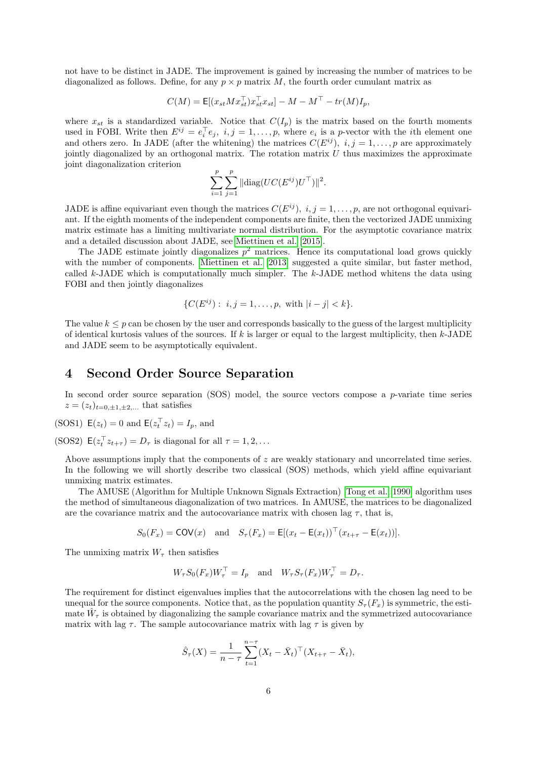not have to be distinct in JADE. The improvement is gained by increasing the number of matrices to be diagonalized as follows. Define, for any $p \times p$ matrix $M$, the fourth order cumulant matrix as

$$C(M) = \mathsf{E}[(x_{st} M x_{st}^\top) x_{st}^\top x_{st}] - M - M^\top - tr(M) I_p,$$

where $x_{st}$ is a standardized variable. Notice that $C(I_p)$ is the matrix based on the fourth moments used in FOBI. Write then $E^{ij} = e_i^\top e_j,\ i,j = 1,\dots,p$, where $e_i$ is a $p$-vector with the $i$th element one and others zero. In JADE (after the whitening) the matrices $C(E^{ij}),\ i,j = 1,\dots,p$ are approximately jointly diagonalized by an orthogonal matrix. The rotation matrix $U$ thus maximizes the approximate joint diagonalization criterion

$$\sum_{i=1}^{p} \sum_{j=1}^{p} \| \mathrm{diag}(U C(E^{ij}) U^\top) \|^2.$$

JADE is affine equivariant even though the matrices $C(E^{ij}),\ i,j = 1,\dots,p$, are not orthogonal equivariant. If the eighth moments of the independent components are finite, then the vectorized JADE unmixing matrix estimate has a limiting multivariate normal distribution. For the asymptotic covariance matrix and a detailed discussion about JADE, see Miettinen et al. [2015].

The JADE estimate jointly diagonalizes $p^2$ matrices. Hence its computational load grows quickly with the number of components. Miettinen et al. [2013] suggested a quite similar, but faster method, called $k$-JADE which is computationally much simpler. The $k$-JADE method whitens the data using FOBI and then jointly diagonalizes

$$\{C(E^{ij}) : \ i,j = 1,\dots,p, \text{ with } |i-j| < k\}.$$

The value $k \leq p$ can be chosen by the user and corresponds basically to the guess of the largest multiplicity of identical kurtosis values of the sources. If $k$ is larger or equal to the largest multiplicity, then $k$-JADE and JADE seem to be asymptotically equivalent.

## 4 Second Order Source Separation

In second order source separation (SOS) model, the source vectors compose a $p$-variate time series $z = (z_t)_{t=0,\pm1,\pm2,\dots}$ that satisfies

(SOS1) $\mathsf{E}(z_t) = 0$ and $\mathsf{E}(z_t^\top z_t) = I_p$, and

(SOS2) $\mathsf{E}(z_t^\top z_{t+\tau}) = D_\tau$ is diagonal for all $\tau = 1, 2, \dots$

Above assumptions imply that the components of $z$ are weakly stationary and uncorrelated time series. In the following we will shortly describe two classical (SOS) methods, which yield affine equivariant unmixing matrix estimates.

The AMUSE (Algorithm for Multiple Unknown Signals Extraction) [Tong et al. 1990] algorithm uses the method of simultaneous diagonalization of two matrices. In AMUSE, the matrices to be diagonalized are the covariance matrix and the autocovariance matrix with chosen lag $\tau$, that is,

$$S_0(F_x) = \mathsf{COV}(x) \quad \text{and} \quad S_\tau(F_x) = \mathsf{E}[(x_t - \mathsf{E}(x_t))^\top (x_{t+\tau} - \mathsf{E}(x_t))].$$

The unmixing matrix $W_\tau$ then satisfies

$$W_\tau S_0(F_x) W_\tau^\top = I_p \quad \text{and} \quad W_\tau S_\tau(F_x) W_\tau^\top = D_\tau.$$

The requirement for distinct eigenvalues implies that the autocorrelations with the chosen lag need to be unequal for the source components. Notice that, as the population quantity $S_\tau(F_x)$ is symmetric, the estimate $\hat{W}_\tau$ is obtained by diagonalizing the sample covariance matrix and the symmetrized autocovariance matrix with lag $\tau$. The sample autocovariance matrix with lag $\tau$ is given by

$$\hat{S}_\tau(X) = \frac{1}{n-\tau} \sum_{t=1}^{n-\tau} (X_t - \bar{X}_t)^\top (X_{t+\tau} - \bar{X}_t),$$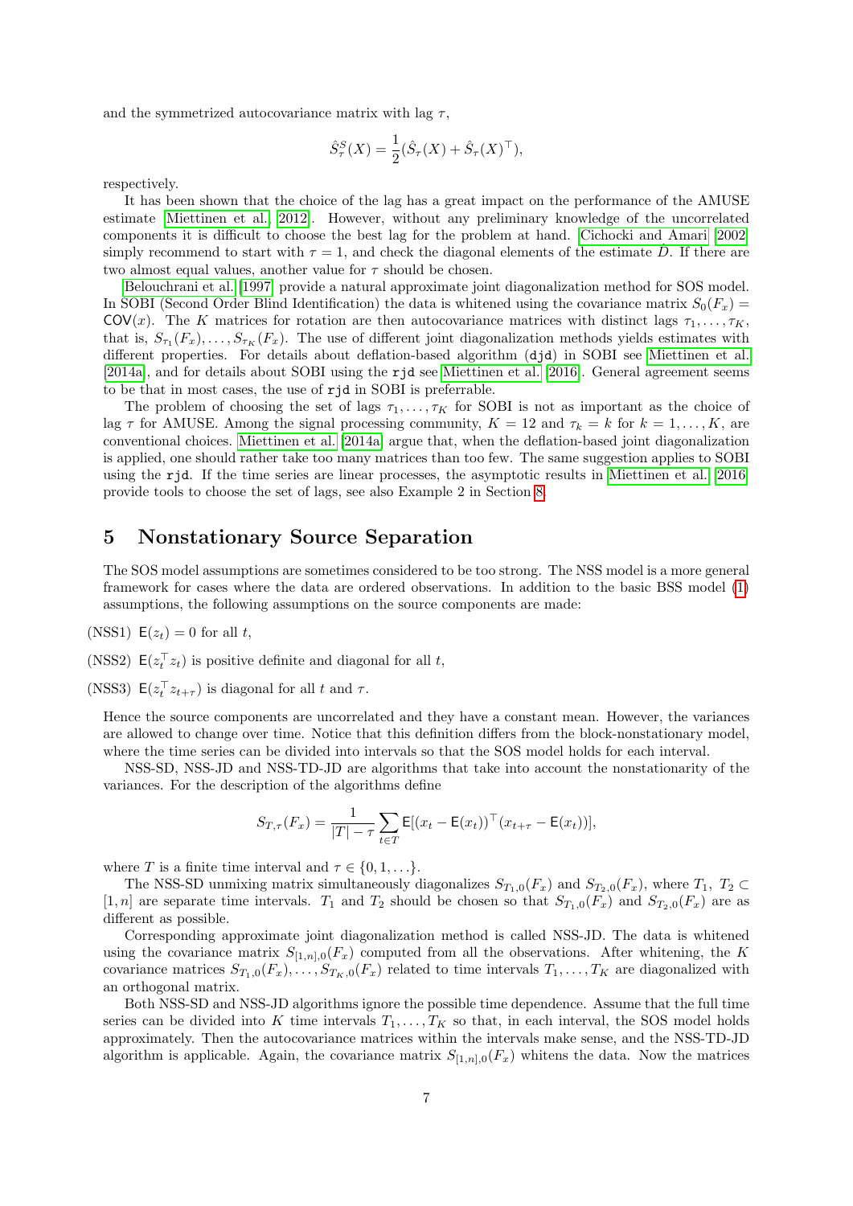and the symmetrized autocovariance matrix with lag $\tau$,

$$\hat{S}_\tau^S(X) = \frac{1}{2}(\hat{S}_\tau(X) + \hat{S}_\tau(X)^\top),$$

respectively.

It has been shown that the choice of the lag has a great impact on the performance of the AMUSE estimate [Miettinen et al., 2012]. However, without any preliminary knowledge of the uncorrelated components it is difficult to choose the best lag for the problem at hand. Cichocki and Amari [2002] simply recommend to start with $\tau = 1$, and check the diagonal elements of the estimate $\hat{D}$. If there are two almost equal values, another value for $\tau$ should be chosen.

Belouchrani et al. [1997] provide a natural approximate joint diagonalization method for SOS model. In SOBI (Second Order Blind Identification) the data is whitened using the covariance matrix $S_0(F_x) = \mathsf{COV}(x)$. The $K$ matrices for rotation are then autocovariance matrices with distinct lags $\tau_1, \ldots, \tau_K$, that is, $S_{\tau_1}(F_x), \ldots, S_{\tau_K}(F_x)$. The use of different joint diagonalization methods yields estimates with different properties. For details about deflation-based algorithm (djd) in SOBI see Miettinen et al. [2014a], and for details about SOBI using the rjd see Miettinen et al. [2016]. General agreement seems to be that in most cases, the use of rjd in SOBI is preferrable.

The problem of choosing the set of lags $\tau_1, \ldots, \tau_K$ for SOBI is not as important as the choice of lag $\tau$ for AMUSE. Among the signal processing community, $K = 12$ and $\tau_k = k$ for $k = 1, \ldots, K$, are conventional choices. Miettinen et al. [2014a] argue that, when the deflation-based joint diagonalization is applied, one should rather take too many matrices than too few. The same suggestion applies to SOBI using the rjd. If the time series are linear processes, the asymptotic results in Miettinen et al. [2016] provide tools to choose the set of lags, see also Example 2 in Section 8.

# 5 Nonstationary Source Separation

The SOS model assumptions are sometimes considered to be too strong. The NSS model is a more general framework for cases where the data are ordered observations. In addition to the basic BSS model (1) assumptions, the following assumptions on the source components are made:

(NSS1) $\mathsf{E}(z_t) = 0$ for all $t$,

(NSS2) $\mathsf{E}(z_t^\top z_t)$ is positive definite and diagonal for all $t$,

(NSS3) $\mathsf{E}(z_t^\top z_{t+\tau})$ is diagonal for all $t$ and $\tau$.

Hence the source components are uncorrelated and they have a constant mean. However, the variances are allowed to change over time. Notice that this definition differs from the block-nonstationary model, where the time series can be divided into intervals so that the SOS model holds for each interval.

NSS-SD, NSS-JD and NSS-TD-JD are algorithms that take into account the nonstationarity of the variances. For the description of the algorithms define

$$S_{T,\tau}(F_x) = \frac{1}{|T| - \tau} \sum_{t \in T} \mathsf{E}[(x_t - \mathsf{E}(x_t))^\top (x_{t+\tau} - \mathsf{E}(x_t))],$$

where $T$ is a finite time interval and $\tau \in \{0, 1, \ldots\}$.

The NSS-SD unmixing matrix simultaneously diagonalizes $S_{T_1,0}(F_x)$ and $S_{T_2,0}(F_x)$, where $T_1,\ T_2 \subset [1, n]$ are separate time intervals. $T_1$ and $T_2$ should be chosen so that $S_{T_1,0}(F_x)$ and $S_{T_2,0}(F_x)$ are as different as possible.

Corresponding approximate joint diagonalization method is called NSS-JD. The data is whitened using the covariance matrix $S_{[1,n],0}(F_x)$ computed from all the observations. After whitening, the $K$ covariance matrices $S_{T_1,0}(F_x), \ldots, S_{T_K,0}(F_x)$ related to time intervals $T_1, \ldots, T_K$ are diagonalized with an orthogonal matrix.

Both NSS-SD and NSS-JD algorithms ignore the possible time dependence. Assume that the full time series can be divided into $K$ time intervals $T_1, \ldots, T_K$ so that, in each interval, the SOS model holds approximately. Then the autocovariance matrices within the intervals make sense, and the NSS-TD-JD algorithm is applicable. Again, the covariance matrix $S_{[1,n],0}(F_x)$ whitens the data. Now the matrices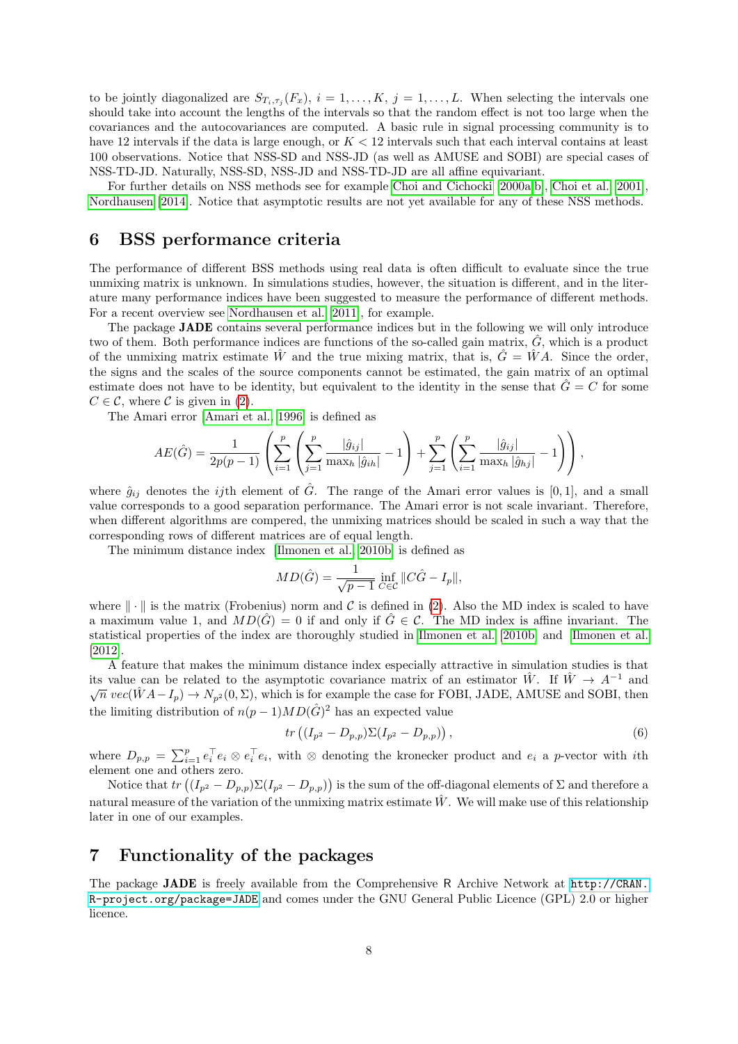to be jointly diagonalized are $S_{T_i,\tau_j}(F_x)$, $i = 1, \ldots, K$, $j = 1, \ldots, L$. When selecting the intervals one should take into account the lengths of the intervals so that the random effect is not too large when the covariances and the autocovariances are computed. A basic rule in signal processing community is to have 12 intervals if the data is large enough, or $K < 12$ intervals such that each interval contains at least 100 observations. Notice that NSS-SD and NSS-JD (as well as AMUSE and SOBI) are special cases of NSS-TD-JD. Naturally, NSS-SD, NSS-JD and NSS-TD-JD are all affine equivariant.

For further details on NSS methods see for example Choi and Cichocki [2000a,b], Choi et al. [2001], Nordhausen [2014]. Notice that asymptotic results are not yet available for any of these NSS methods.

# 6 BSS performance criteria

The performance of different BSS methods using real data is often difficult to evaluate since the true unmixing matrix is unknown. In simulations studies, however, the situation is different, and in the literature many performance indices have been suggested to measure the performance of different methods. For a recent overview see Nordhausen et al. [2011], for example.

The package **JADE** contains several performance indices but in the following we will only introduce two of them. Both performance indices are functions of the so-called gain matrix, $\hat{G}$, which is a product of the unmixing matrix estimate $\hat{W}$ and the true mixing matrix, that is, $\hat{G} = \hat{W}A$. Since the order, the signs and the scales of the source components cannot be estimated, the gain matrix of an optimal estimate does not have to be identity, but equivalent to the identity in the sense that $\hat{G} = C$ for some $C \in \mathcal{C}$, where $\mathcal{C}$ is given in (2).

The Amari error [Amari et al., 1996] is defined as

$$AE(\hat{G}) = \frac{1}{2p(p-1)} \left( \sum_{i=1}^{p} \left( \sum_{j=1}^{p} \frac{|\hat{g}_{ij}|}{\max_h |\hat{g}_{ih}|} - 1 \right) + \sum_{j=1}^{p} \left( \sum_{i=1}^{p} \frac{|\hat{g}_{ij}|}{\max_h |\hat{g}_{hj}|} - 1 \right) \right),$$

where $\hat{g}_{ij}$ denotes the $ij$th element of $\hat{G}$. The range of the Amari error values is $[0, 1]$, and a small value corresponds to a good separation performance. The Amari error is not scale invariant. Therefore, when different algorithms are compered, the unmixing matrices should be scaled in such a way that the corresponding rows of different matrices are of equal length.

The minimum distance index [Ilmonen et al., 2010b] is defined as

$$MD(\hat{G}) = \frac{1}{\sqrt{p-1}} \inf_{C \in \mathcal{C}} \|C\hat{G} - I_p\|,$$

where $\|\cdot\|$ is the matrix (Frobenius) norm and $\mathcal{C}$ is defined in (2). Also the MD index is scaled to have a maximum value 1, and $MD(\hat{G}) = 0$ if and only if $\hat{G} \in \mathcal{C}$. The MD index is affine invariant. The statistical properties of the index are thoroughly studied in Ilmonen et al. [2010b] and Ilmonen et al. [2012].

A feature that makes the minimum distance index especially attractive in simulation studies is that its value can be related to the asymptotic covariance matrix of an estimator $\hat{W}$. If $\hat{W} \to A^{-1}$ and $\sqrt{n}\, vec(\hat{W}A - I_p) \to N_{p^2}(0, \Sigma)$, which is for example the case for FOBI, JADE, AMUSE and SOBI, then the limiting distribution of $n(p-1)MD(\hat{G})^2$ has an expected value

$$tr\left((I_{p^2} - D_{p,p})\Sigma(I_{p^2} - D_{p,p})\right), \tag{6}$$

where $D_{p,p} = \sum_{i=1}^{p} e_i^\top e_i \otimes e_i^\top e_i$, with $\otimes$ denoting the kronecker product and $e_i$ a $p$-vector with $i$th element one and others zero.

Notice that $tr\left((I_{p^2} - D_{p,p})\Sigma(I_{p^2} - D_{p,p})\right)$ is the sum of the off-diagonal elements of $\Sigma$ and therefore a natural measure of the variation of the unmixing matrix estimate $\hat{W}$. We will make use of this relationship later in one of our examples.

# 7 Functionality of the packages

The package **JADE** is freely available from the Comprehensive R Archive Network at http://CRAN.R-project.org/package=JADE and comes under the GNU General Public Licence (GPL) 2.0 or higher licence.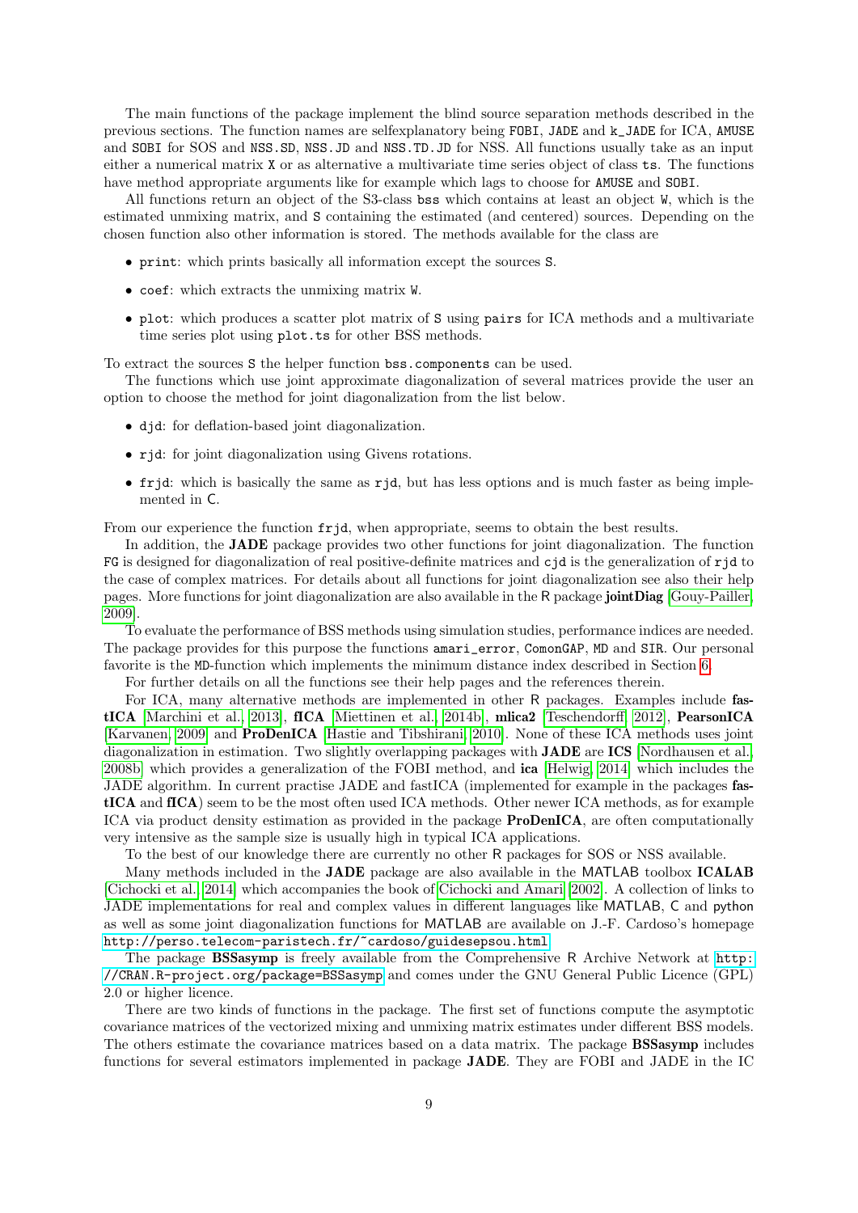The main functions of the package implement the blind source separation methods described in the previous sections. The function names are selfexplanatory being `FOBI`, `JADE` and `k_JADE` for ICA, `AMUSE` and `SOBI` for SOS and `NSS.SD`, `NSS.JD` and `NSS.TD.JD` for NSS. All functions usually take as an input either a numerical matrix `X` or as alternative a multivariate time series object of class `ts`. The functions have method appropriate arguments like for example which lags to choose for `AMUSE` and `SOBI`.

All functions return an object of the S3-class `bss` which contains at least an object `W`, which is the estimated unmixing matrix, and `S` containing the estimated (and centered) sources. Depending on the chosen function also other information is stored. The methods available for the class are

- `print`: which prints basically all information except the sources `S`.
- `coef`: which extracts the unmixing matrix `W`.
- `plot`: which produces a scatter plot matrix of `S` using `pairs` for ICA methods and a multivariate time series plot using `plot.ts` for other BSS methods.

To extract the sources `S` the helper function `bss.components` can be used.

The functions which use joint approximate diagonalization of several matrices provide the user an option to choose the method for joint diagonalization from the list below.

- `djd`: for deflation-based joint diagonalization.
- `rjd`: for joint diagonalization using Givens rotations.
- `frjd`: which is basically the same as `rjd`, but has less options and is much faster as being implemented in C.

From our experience the function `frjd`, when appropriate, seems to obtain the best results.

In addition, the **JADE** package provides two other functions for joint diagonalization. The function `FG` is designed for diagonalization of real positive-definite matrices and `cjd` is the generalization of `rjd` to the case of complex matrices. For details about all functions for joint diagonalization see also their help pages. More functions for joint diagonalization are also available in the R package **jointDiag** [Gouy-Pailler, 2009].

To evaluate the performance of BSS methods using simulation studies, performance indices are needed. The package provides for this purpose the functions `amari_error`, `ComonGAP`, `MD` and `SIR`. Our personal favorite is the `MD`-function which implements the minimum distance index described in Section 6.

For further details on all the functions see their help pages and the references therein.

For ICA, many alternative methods are implemented in other R packages. Examples include **fastICA** [Marchini et al., 2013], **fICA** [Miettinen et al., 2014b], **mlica2** [Teschendorff, 2012], **PearsonICA** [Karvanen, 2009] and **ProDenICA** [Hastie and Tibshirani, 2010]. None of these ICA methods uses joint diagonalization in estimation. Two slightly overlapping packages with **JADE** are **ICS** [Nordhausen et al., 2008b] which provides a generalization of the FOBI method, and **ica** [Helwig, 2014] which includes the JADE algorithm. In current practise JADE and fastICA (implemented for example in the packages **fastICA** and **fICA**) seem to be the most often used ICA methods. Other newer ICA methods, as for example ICA via product density estimation as provided in the package **ProDenICA**, are often computationally very intensive as the sample size is usually high in typical ICA applications.

To the best of our knowledge there are currently no other R packages for SOS or NSS available.

Many methods included in the **JADE** package are also available in the MATLAB toolbox **ICALAB** [Cichocki et al., 2014] which accompanies the book of Cichocki and Amari [2002]. A collection of links to JADE implementations for real and complex values in different languages like MATLAB, C and python as well as some joint diagonalization functions for MATLAB are available on J.-F. Cardoso's homepage http://perso.telecom-paristech.fr/~cardoso/guidesepsou.html.

The package **BSSasymp** is freely available from the Comprehensive R Archive Network at http://CRAN.R-project.org/package=BSSasymp and comes under the GNU General Public Licence (GPL) 2.0 or higher licence.

There are two kinds of functions in the package. The first set of functions compute the asymptotic covariance matrices of the vectorized mixing and unmixing matrix estimates under different BSS models. The others estimate the covariance matrices based on a data matrix. The package **BSSasymp** includes functions for several estimators implemented in package **JADE**. They are FOBI and JADE in the IC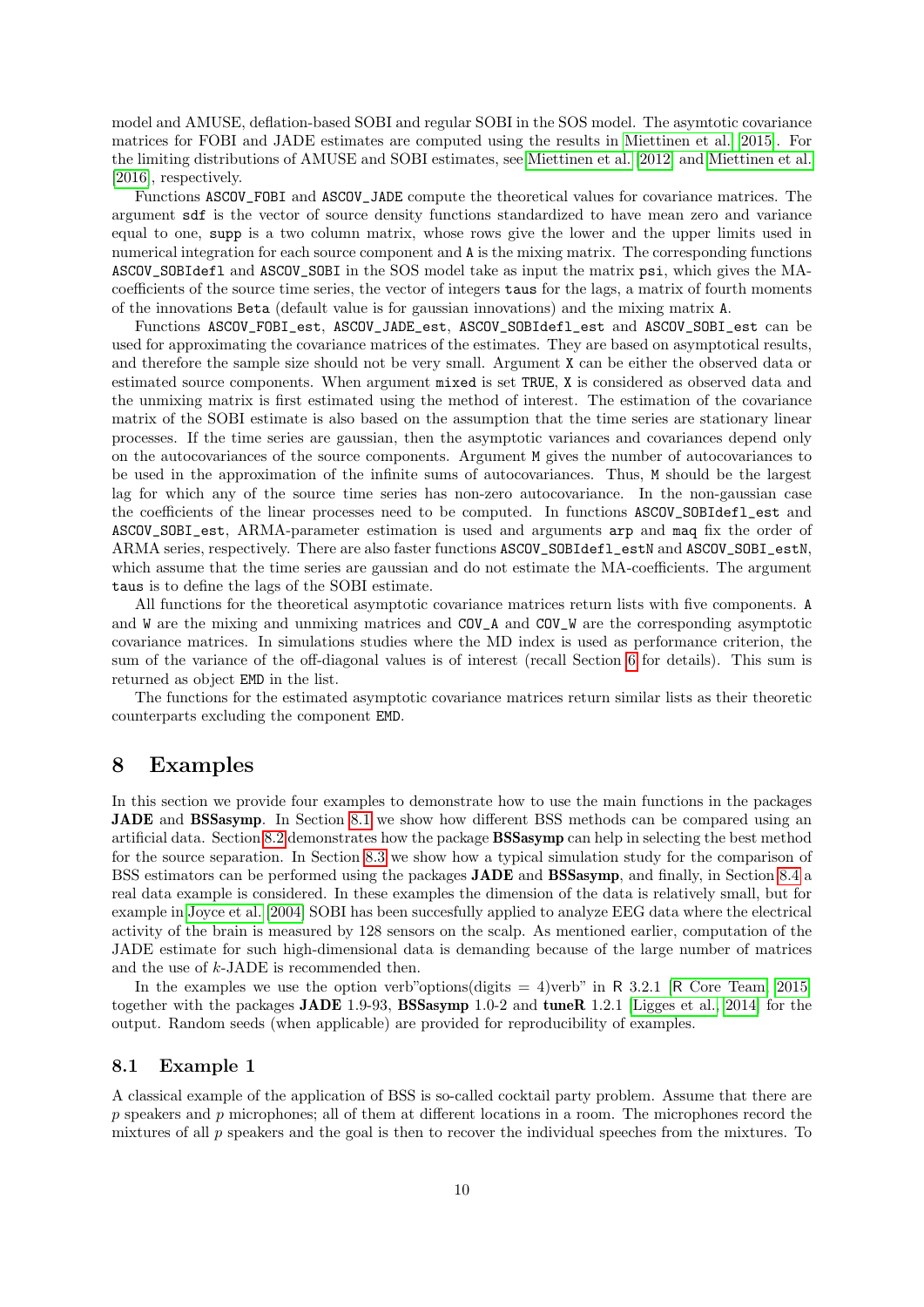model and AMUSE, deflation-based SOBI and regular SOBI in the SOS model. The asymtotic covariance matrices for FOBI and JADE estimates are computed using the results in Miettinen et al. [2015]. For the limiting distributions of AMUSE and SOBI estimates, see Miettinen et al. [2012] and Miettinen et al. [2016], respectively.

Functions `ASCOV_FOBI` and `ASCOV_JADE` compute the theoretical values for covariance matrices. The argument `sdf` is the vector of source density functions standardized to have mean zero and variance equal to one, `supp` is a two column matrix, whose rows give the lower and the upper limits used in numerical integration for each source component and `A` is the mixing matrix. The corresponding functions `ASCOV_SOBIdefl` and `ASCOV_SOBI` in the SOS model take as input the matrix `psi`, which gives the MA-coefficients of the source time series, the vector of integers `taus` for the lags, a matrix of fourth moments of the innovations `Beta` (default value is for gaussian innovations) and the mixing matrix `A`.

Functions `ASCOV_FOBI_est`, `ASCOV_JADE_est`, `ASCOV_SOBIdefl_est` and `ASCOV_SOBI_est` can be used for approximating the covariance matrices of the estimates. They are based on asymptotical results, and therefore the sample size should not be very small. Argument `X` can be either the observed data or estimated source components. When argument `mixed` is set `TRUE`, `X` is considered as observed data and the unmixing matrix is first estimated using the method of interest. The estimation of the covariance matrix of the SOBI estimate is also based on the assumption that the time series are stationary linear processes. If the time series are gaussian, then the asymptotic variances and covariances depend only on the autocovariances of the source components. Argument `M` gives the number of autocovariances to be used in the approximation of the infinite sums of autocovariances. Thus, `M` should be the largest lag for which any of the source time series has non-zero autocovariance. In the non-gaussian case the coefficients of the linear processes need to be computed. In functions `ASCOV_SOBIdefl_est` and `ASCOV_SOBI_est`, ARMA-parameter estimation is used and arguments `arp` and `maq` fix the order of ARMA series, respectively. There are also faster functions `ASCOV_SOBIdefl_estN` and `ASCOV_SOBI_estN`, which assume that the time series are gaussian and do not estimate the MA-coefficients. The argument `taus` is to define the lags of the SOBI estimate.

All functions for the theoretical asymptotic covariance matrices return lists with five components. `A` and `W` are the mixing and unmixing matrices and `COV_A` and `COV_W` are the corresponding asymptotic covariance matrices. In simulations studies where the MD index is used as performance criterion, the sum of the variance of the off-diagonal values is of interest (recall Section 6 for details). This sum is returned as object `EMD` in the list.

The functions for the estimated asymptotic covariance matrices return similar lists as their theoretic counterparts excluding the component `EMD`.

# 8 Examples

In this section we provide four examples to demonstrate how to use the main functions in the packages **JADE** and **BSSasymp**. In Section 8.1 we show how different BSS methods can be compared using an artificial data. Section 8.2 demonstrates how the package **BSSasymp** can help in selecting the best method for the source separation. In Section 8.3 we show how a typical simulation study for the comparison of BSS estimators can be performed using the packages **JADE** and **BSSasymp**, and finally, in Section 8.4 a real data example is considered. In these examples the dimension of the data is relatively small, but for example in Joyce et al. [2004] SOBI has been succesfully applied to analyze EEG data where the electrical activity of the brain is measured by 128 sensors on the scalp. As mentioned earlier, computation of the JADE estimate for such high-dimensional data is demanding because of the large number of matrices and the use of $k$-JADE is recommended then.

In the examples we use the option verb"options(digits = 4)verb" in R 3.2.1 [R Core Team, 2015] together with the packages **JADE** 1.9-93, **BSSasymp** 1.0-2 and **tuneR** 1.2.1 [Ligges et al., 2014] for the output. Random seeds (when applicable) are provided for reproducibility of examples.

## 8.1 Example 1

A classical example of the application of BSS is so-called cocktail party problem. Assume that there are $p$ speakers and $p$ microphones; all of them at different locations in a room. The microphones record the mixtures of all $p$ speakers and the goal is then to recover the individual speeches from the mixtures. To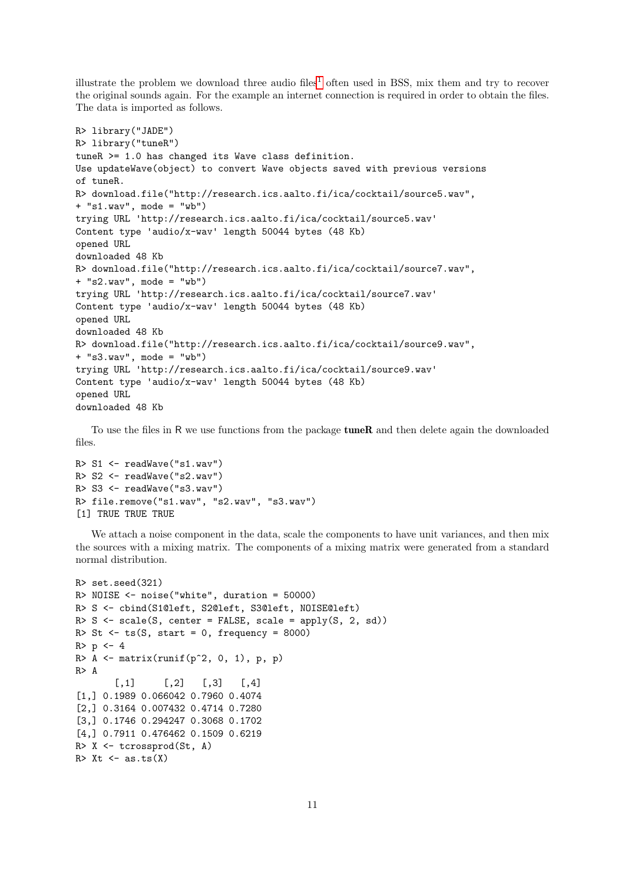illustrate the problem we download three audio files[1] often used in BSS, mix them and try to recover the original sounds again. For the example an internet connection is required in order to obtain the files. The data is imported as follows.

```
R> library("JADE")
R> library("tuneR")
tuneR >= 1.0 has changed its Wave class definition.
Use updateWave(object) to convert Wave objects saved with previous versions
of tuneR.
R> download.file("http://research.ics.aalto.fi/ica/cocktail/source5.wav",
+ "s1.wav", mode = "wb")
trying URL 'http://research.ics.aalto.fi/ica/cocktail/source5.wav'
Content type 'audio/x-wav' length 50044 bytes (48 Kb)
opened URL
downloaded 48 Kb
R> download.file("http://research.ics.aalto.fi/ica/cocktail/source7.wav",
+ "s2.wav", mode = "wb")
trying URL 'http://research.ics.aalto.fi/ica/cocktail/source7.wav'
Content type 'audio/x-wav' length 50044 bytes (48 Kb)
opened URL
downloaded 48 Kb
R> download.file("http://research.ics.aalto.fi/ica/cocktail/source9.wav",
+ "s3.wav", mode = "wb")
trying URL 'http://research.ics.aalto.fi/ica/cocktail/source9.wav'
Content type 'audio/x-wav' length 50044 bytes (48 Kb)
opened URL
downloaded 48 Kb
```

To use the files in R we use functions from the package **tuneR** and then delete again the downloaded files.

```
R> S1 <- readWave("s1.wav")
R> S2 <- readWave("s2.wav")
R> S3 <- readWave("s3.wav")
R> file.remove("s1.wav", "s2.wav", "s3.wav")
[1] TRUE TRUE TRUE
```

We attach a noise component in the data, scale the components to have unit variances, and then mix the sources with a mixing matrix. The components of a mixing matrix were generated from a standard normal distribution.

```
R> set.seed(321)
R> NOISE <- noise("white", duration = 50000)
R> S <- cbind(S1@left, S2@left, S3@left, NOISE@left)
R> S <- scale(S, center = FALSE, scale = apply(S, 2, sd))
R> St <- ts(S, start = 0, frequency = 8000)
R> p <- 4
R> A <- matrix(runif(p^2, 0, 1), p, p)
R> A
       [,1]     [,2]   [,3]   [,4]
[1,] 0.1989 0.066042 0.7960 0.4074
[2,] 0.3164 0.007432 0.4714 0.7280
[3,] 0.1746 0.294247 0.3068 0.1702
[4,] 0.7911 0.476462 0.1509 0.6219
R> X <- tcrossprod(St, A)
R> Xt <- as.ts(X)
```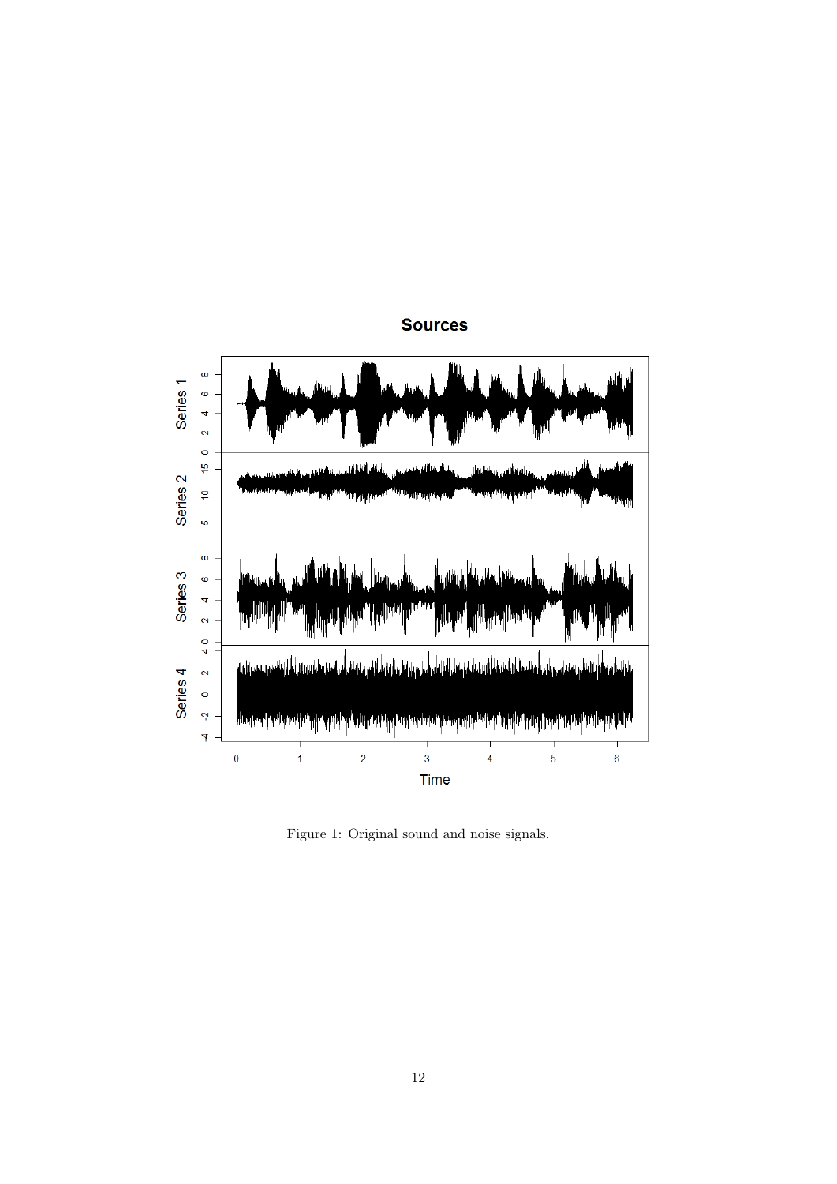Figure 1: Original sound and noise signals.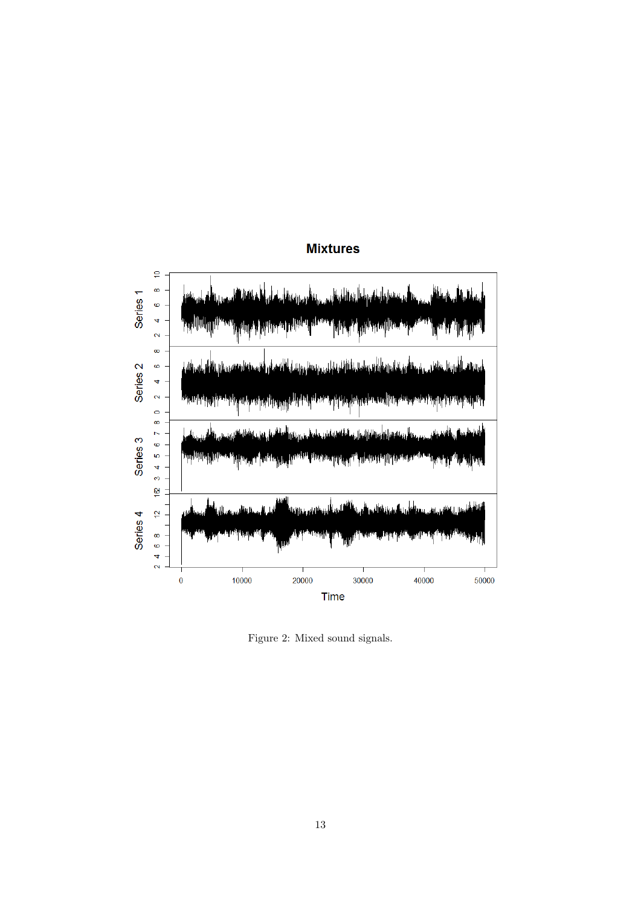Figure 2: Mixed sound signals.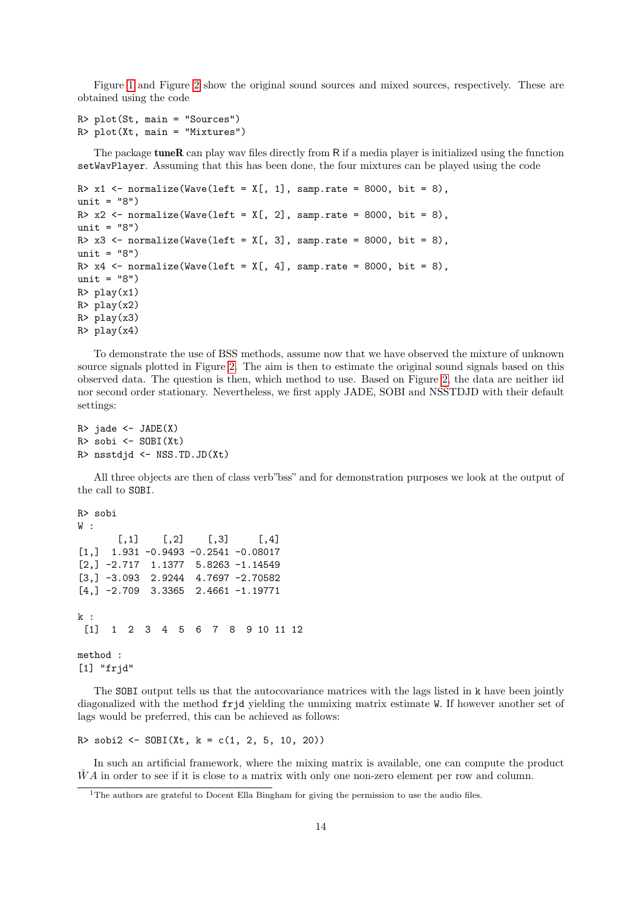Figure 1 and Figure 2 show the original sound sources and mixed sources, respectively. These are obtained using the code

```
R> plot(St, main = "Sources")
R> plot(Xt, main = "Mixtures")
```

The package **tuneR** can play wav files directly from R if a media player is initialized using the function `setWavPlayer`. Assuming that this has been done, the four mixtures can be played using the code

```
R> x1 <- normalize(Wave(left = X[, 1], samp.rate = 8000, bit = 8),
unit = "8")
R> x2 <- normalize(Wave(left = X[, 2], samp.rate = 8000, bit = 8),
unit = "8")
R> x3 <- normalize(Wave(left = X[, 3], samp.rate = 8000, bit = 8),
unit = "8")
R> x4 <- normalize(Wave(left = X[, 4], samp.rate = 8000, bit = 8),
unit = "8")
R> play(x1)
R> play(x2)
R> play(x3)
R> play(x4)
```

To demonstrate the use of BSS methods, assume now that we have observed the mixture of unknown source signals plotted in Figure 2. The aim is then to estimate the original sound signals based on this observed data. The question is then, which method to use. Based on Figure 2, the data are neither iid nor second order stationary. Nevertheless, we first apply JADE, SOBI and NSSTDJD with their default settings:

```
R> jade <- JADE(X)
R> sobi <- SOBI(Xt)
R> nsstdjd <- NSS.TD.JD(Xt)
```

All three objects are then of class verb"bss" and for demonstration purposes we look at the output of the call to `SOBI`.

```
R> sobi
W :
       [,1]    [,2]    [,3]     [,4]
[1,]  1.931 -0.9493 -0.2541 -0.08017
[2,] -2.717  1.1377  5.8263 -1.14549
[3,] -3.093  2.9244  4.7697 -2.70582
[4,] -2.709  3.3365  2.4661 -1.19771

k :
 [1]  1  2  3  4  5  6  7  8  9 10 11 12

method :
[1] "frjd"
```

The `SOBI` output tells us that the autocovariance matrices with the lags listed in `k` have been jointly diagonalized with the method `frjd` yielding the unmixing matrix estimate `W`. If however another set of lags would be preferred, this can be achieved as follows:

```
R> sobi2 <- SOBI(Xt, k = c(1, 2, 5, 10, 20))
```

In such an artificial framework, where the mixing matrix is available, one can compute the product $\hat{W}A$ in order to see if it is close to a matrix with only one non-zero element per row and column.

[1]The authors are grateful to Docent Ella Bingham for giving the permission to use the audio files.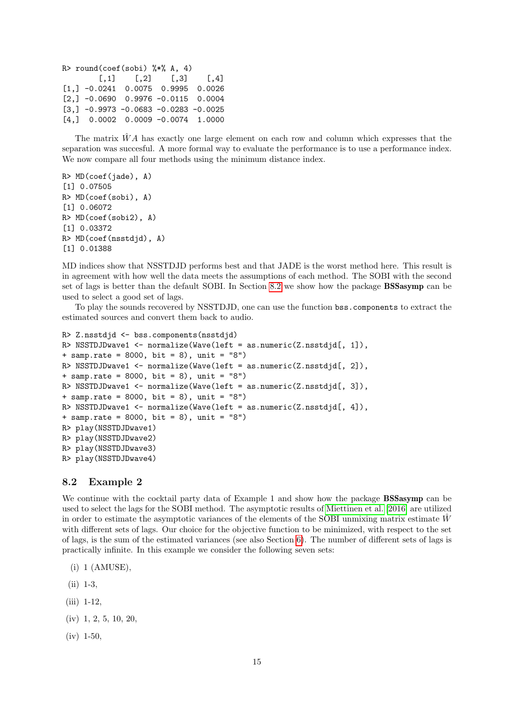```
R> round(coef(sobi) %*% A, 4)
        [,1]    [,2]    [,3]    [,4]
[1,] -0.0241  0.0075  0.9995  0.0026
[2,] -0.0690  0.9976 -0.0115  0.0004
[3,] -0.9973 -0.0683 -0.0283 -0.0025
[4,]  0.0002  0.0009 -0.0074  1.0000
```

The matrix $\hat{W}A$ has exactly one large element on each row and column which expresses that the separation was succesful. A more formal way to evaluate the performance is to use a performance index. We now compare all four methods using the minimum distance index.

```
R> MD(coef(jade), A)
[1] 0.07505
R> MD(coef(sobi), A)
[1] 0.06072
R> MD(coef(sobi2), A)
[1] 0.03372
R> MD(coef(nsstdjd), A)
[1] 0.01388
```

MD indices show that NSSTDJD performs best and that JADE is the worst method here. This result is in agreement with how well the data meets the assumptions of each method. The SOBI with the second set of lags is better than the default SOBI. In Section 8.2 we show how the package **BSSasymp** can be used to select a good set of lags.

To play the sounds recovered by NSSTDJD, one can use the function bss.components to extract the estimated sources and convert them back to audio.

```
R> Z.nsstdjd <- bss.components(nsstdjd)
R> NSSTDJDwave1 <- normalize(Wave(left = as.numeric(Z.nsstdjd[, 1]),
+ samp.rate = 8000, bit = 8), unit = "8")
R> NSSTDJDwave1 <- normalize(Wave(left = as.numeric(Z.nsstdjd[, 2]),
+ samp.rate = 8000, bit = 8), unit = "8")
R> NSSTDJDwave1 <- normalize(Wave(left = as.numeric(Z.nsstdjd[, 3]),
+ samp.rate = 8000, bit = 8), unit = "8")
R> NSSTDJDwave1 <- normalize(Wave(left = as.numeric(Z.nsstdjd[, 4]),
+ samp.rate = 8000, bit = 8), unit = "8")
R> play(NSSTDJDwave1)
R> play(NSSTDJDwave2)
R> play(NSSTDJDwave3)
R> play(NSSTDJDwave4)
```

### 8.2 Example 2

We continue with the cocktail party data of Example 1 and show how the package **BSSasymp** can be used to select the lags for the SOBI method. The asymptotic results of Miettinen et al. [2016] are utilized in order to estimate the asymptotic variances of the elements of the SOBI unmixing matrix estimate $\hat{W}$ with different sets of lags. Our choice for the objective function to be minimized, with respect to the set of lags, is the sum of the estimated variances (see also Section 6). The number of different sets of lags is practically infinite. In this example we consider the following seven sets:

(i) 1 (AMUSE),

(ii) 1-3,

(iii) 1-12,

(iv) 1, 2, 5, 10, 20,

(iv) 1-50,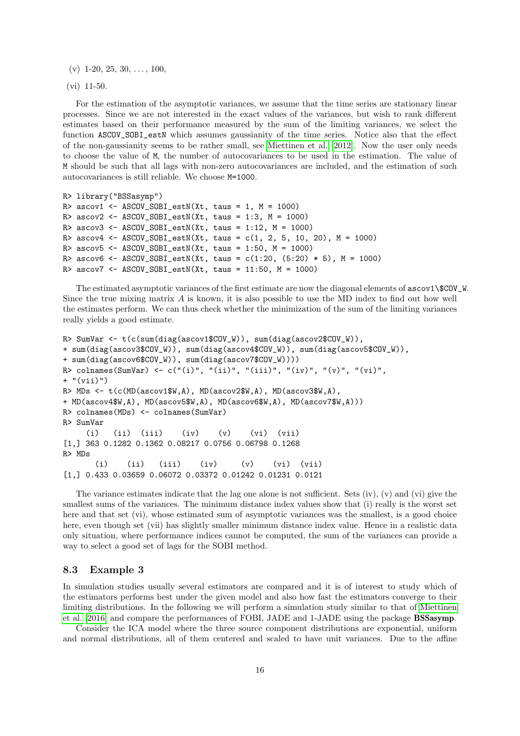(v) 1-20, 25, 30, ..., 100,

(vi) 11-50.

For the estimation of the asymptotic variances, we assume that the time series are stationary linear processes. Since we are not interested in the exact values of the variances, but wish to rank different estimates based on their performance measured by the sum of the limiting variances, we select the function `ASCOV_SOBI_estN` which assumes gaussianity of the time series. Notice also that the effect of the non-gaussianity seems to be rather small, see Miettinen et al. [2012]. Now the user only needs to choose the value of `M`, the number of autocovariances to be used in the estimation. The value of `M` should be such that all lags with non-zero autocovariances are included, and the estimation of such autocovariances is still reliable. We choose `M=1000`.

```
R> library("BSSasymp")
R> ascov1 <- ASCOV_SOBI_estN(Xt, taus = 1, M = 1000)
R> ascov2 <- ASCOV_SOBI_estN(Xt, taus = 1:3, M = 1000)
R> ascov3 <- ASCOV_SOBI_estN(Xt, taus = 1:12, M = 1000)
R> ascov4 <- ASCOV_SOBI_estN(Xt, taus = c(1, 2, 5, 10, 20), M = 1000)
R> ascov5 <- ASCOV_SOBI_estN(Xt, taus = 1:50, M = 1000)
R> ascov6 <- ASCOV_SOBI_estN(Xt, taus = c(1:20, (5:20) * 5), M = 1000)
R> ascov7 <- ASCOV_SOBI_estN(Xt, taus = 11:50, M = 1000)
```

The estimated asymptotic variances of the first estimate are now the diagonal elements of `ascov1\$COV_W`. Since the true mixing matrix $A$ is known, it is also possible to use the MD index to find out how well the estimates perform. We can thus check whether the minimization of the sum of the limiting variances really yields a good estimate.

```
R> SumVar <- t(c(sum(diag(ascov1$COV_W)), sum(diag(ascov2$COV_W)),
+ sum(diag(ascov3$COV_W)), sum(diag(ascov4$COV_W)), sum(diag(ascov5$COV_W)),
+ sum(diag(ascov6$COV_W)), sum(diag(ascov7$COV_W))))
R> colnames(SumVar) <- c("(i)", "(ii)", "(iii)", "(iv)", "(v)", "(vi)",
+ "(vii)")
R> MDs <- t(c(MD(ascov1$W,A), MD(ascov2$W,A), MD(ascov3$W,A),
+ MD(ascov4$W,A), MD(ascov5$W,A), MD(ascov6$W,A), MD(ascov7$W,A)))
R> colnames(MDs) <- colnames(SumVar)
R> SumVar
     (i)   (ii)  (iii)    (iv)    (v)    (vi)  (vii)
[1,] 363 0.1282 0.1362 0.08217 0.0756 0.06798 0.1268
R> MDs
       (i)    (ii)   (iii)    (iv)     (v)    (vi)  (vii)
[1,] 0.433 0.03659 0.06072 0.03372 0.01242 0.01231 0.0121
```

The variance estimates indicate that the lag one alone is not sufficient. Sets (iv), (v) and (vi) give the smallest sums of the variances. The minimum distance index values show that (i) really is the worst set here and that set (vi), whose estimated sum of asymptotic variances was the smallest, is a good choice here, even though set (vii) has slightly smaller minimum distance index value. Hence in a realistic data only situation, where performance indices cannot be computed, the sum of the variances can provide a way to select a good set of lags for the SOBI method.

### 8.3 Example 3

In simulation studies usually several estimators are compared and it is of interest to study which of the estimators performs best under the given model and also how fast the estimators converge to their limiting distributions. In the following we will perform a simulation study similar to that of Miettinen et al. [2016] and compare the performances of FOBI, JADE and 1-JADE using the package **BSSasymp**.

Consider the ICA model where the three source component distributions are exponential, uniform and normal distributions, all of them centered and scaled to have unit variances. Due to the affine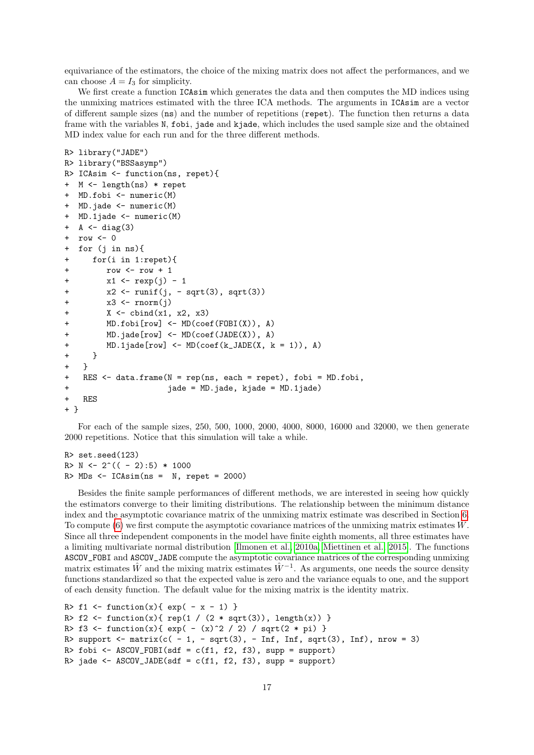equivariance of the estimators, the choice of the mixing matrix does not affect the performances, and we can choose $A = I_3$ for simplicity.

We first create a function `ICAsim` which generates the data and then computes the MD indices using the unmixing matrices estimated with the three ICA methods. The arguments in `ICAsim` are a vector of different sample sizes (`ns`) and the number of repetitions (`repet`). The function then returns a data frame with the variables `N`, `fobi`, `jade` and `kjade`, which includes the used sample size and the obtained MD index value for each run and for the three different methods.

```
R> library("JADE")
R> library("BSSasymp")
R> ICAsim <- function(ns, repet){
+  M <- length(ns) * repet
+  MD.fobi <- numeric(M)
+  MD.jade <- numeric(M)
+  MD.1jade <- numeric(M)
+  A <- diag(3)
+  row <- 0
+  for (j in ns){
+     for(i in 1:repet){
+        row <- row + 1
+        x1 <- rexp(j) - 1
+        x2 <- runif(j, - sqrt(3), sqrt(3))
+        x3 <- rnorm(j)
+        X <- cbind(x1, x2, x3)
+        MD.fobi[row] <- MD(coef(FOBI(X)), A)
+        MD.jade[row] <- MD(coef(JADE(X)), A)
+        MD.1jade[row] <- MD(coef(k_JADE(X, k = 1)), A)
+     }
+   }
+   RES <- data.frame(N = rep(ns, each = repet), fobi = MD.fobi,
+                     jade = MD.jade, kjade = MD.1jade)
+   RES
+ }
```

For each of the sample sizes, 250, 500, 1000, 2000, 4000, 8000, 16000 and 32000, we then generate 2000 repetitions. Notice that this simulation will take a while.

```
R> set.seed(123)
R> N <- 2^(( - 2):5) * 1000
R> MDs <- ICAsim(ns =  N, repet = 2000)
```

Besides the finite sample performances of different methods, we are interested in seeing how quickly the estimators converge to their limiting distributions. The relationship between the minimum distance index and the asymptotic covariance matrix of the unmixing matrix estimate was described in Section 6. To compute (6) we first compute the asymptotic covariance matrices of the unmixing matrix estimates $\hat{W}$. Since all three independent components in the model have finite eighth moments, all three estimates have a limiting multivariate normal distribution [Ilmonen et al., 2010a, Miettinen et al., 2015]. The functions `ASCOV_FOBI` and `ASCOV_JADE` compute the asymptotic covariance matrices of the corresponding unmixing matrix estimates $\hat{W}$ and the mixing matrix estimates $\hat{W}^{-1}$. As arguments, one needs the source density functions standardized so that the expected value is zero and the variance equals to one, and the support of each density function. The default value for the mixing matrix is the identity matrix.

```
R> f1 <- function(x){ exp( - x - 1) }
R> f2 <- function(x){ rep(1 / (2 * sqrt(3)), length(x)) }
R> f3 <- function(x){ exp( - (x)^2 / 2) / sqrt(2 * pi) }
R> support <- matrix(c( - 1, - sqrt(3), - Inf, Inf, sqrt(3), Inf), nrow = 3)
R> fobi <- ASCOV_FOBI(sdf = c(f1, f2, f3), supp = support)
R> jade <- ASCOV_JADE(sdf = c(f1, f2, f3), supp = support)
```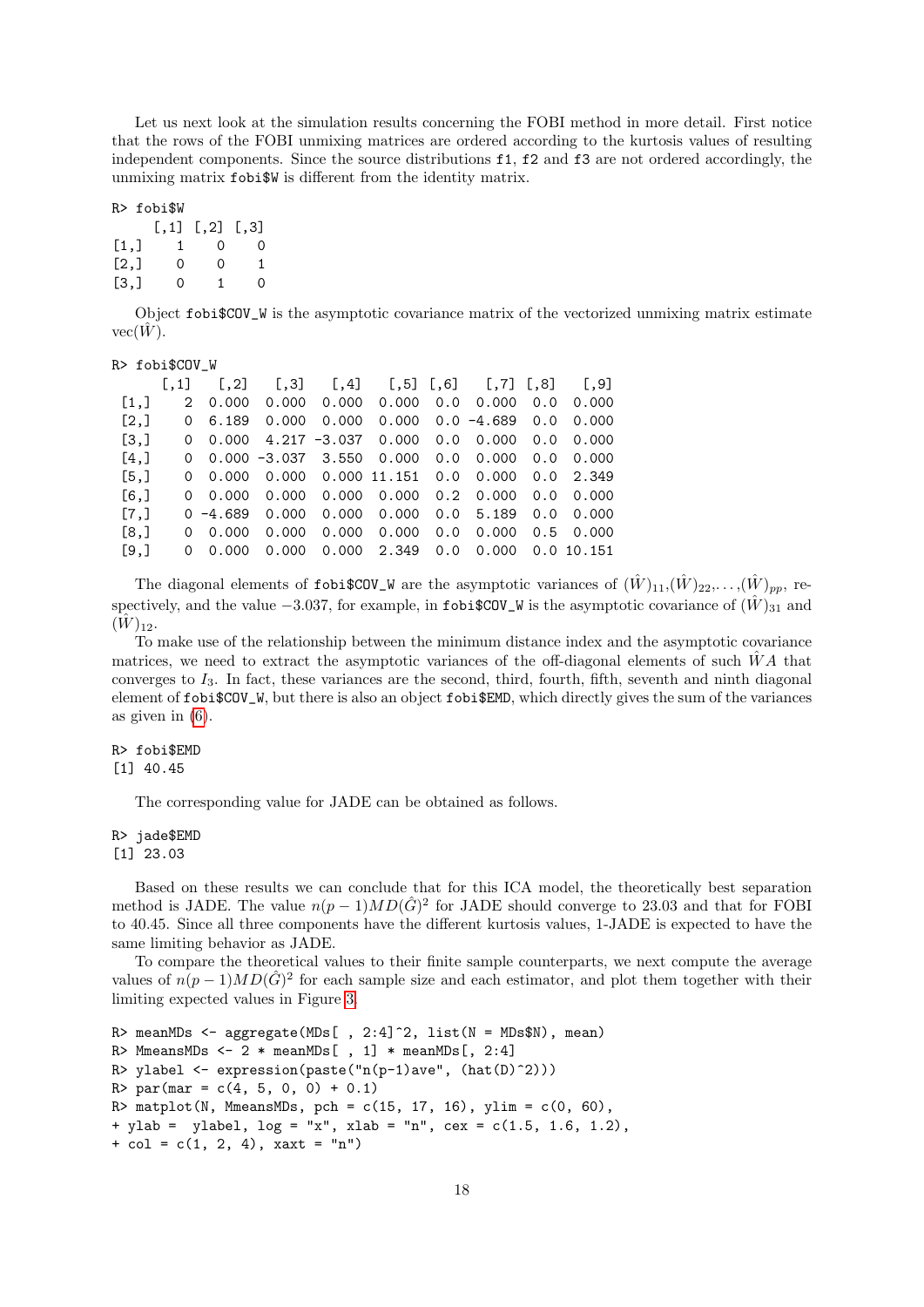Let us next look at the simulation results concerning the FOBI method in more detail. First notice that the rows of the FOBI unmixing matrices are ordered according to the kurtosis values of resulting independent components. Since the source distributions f1, f2 and f3 are not ordered accordingly, the unmixing matrix fobi$W is different from the identity matrix.

```
R> fobi$W
     [,1] [,2] [,3]
[1,]    1    0    0
[2,]    0    0    1
[3,]    0    1    0
```

Object fobi$COV_W is the asymptotic covariance matrix of the vectorized unmixing matrix estimate $\text{vec}(\hat{W})$.

```
R> fobi$COV_W
      [,1]   [,2]   [,3]   [,4]   [,5] [,6]   [,7] [,8]   [,9]
 [1,]    2  0.000  0.000  0.000  0.000  0.0  0.000  0.0  0.000
 [2,]    0  6.189  0.000  0.000  0.000  0.0 -4.689  0.0  0.000
 [3,]    0  0.000  4.217 -3.037  0.000  0.0  0.000  0.0  0.000
 [4,]    0  0.000 -3.037  3.550  0.000  0.0  0.000  0.0  0.000
 [5,]    0  0.000  0.000  0.000 11.151  0.0  0.000  0.0  2.349
 [6,]    0  0.000  0.000  0.000  0.000  0.2  0.000  0.0  0.000
 [7,]    0 -4.689  0.000  0.000  0.000  0.0  5.189  0.0  0.000
 [8,]    0  0.000  0.000  0.000  0.000  0.0  0.000  0.5  0.000
 [9,]    0  0.000  0.000  0.000  2.349  0.0  0.000  0.0 10.151
```

The diagonal elements of fobi$COV_W are the asymptotic variances of $(\hat{W})_{11}$,$(\hat{W})_{22}$,...,$(\hat{W})_{pp}$, respectively, and the value $-3.037$, for example, in fobi$COV_W is the asymptotic covariance of $(\hat{W})_{31}$ and $(\hat{W})_{12}$.

To make use of the relationship between the minimum distance index and the asymptotic covariance matrices, we need to extract the asymptotic variances of the off-diagonal elements of such $\hat{W}A$ that converges to $I_3$. In fact, these variances are the second, third, fourth, fifth, seventh and ninth diagonal element of fobi$COV_W, but there is also an object fobi$EMD, which directly gives the sum of the variances as given in (6).

```
R> fobi$EMD
[1] 40.45
```

The corresponding value for JADE can be obtained as follows.

```
R> jade$EMD
[1] 23.03
```

Based on these results we can conclude that for this ICA model, the theoretically best separation method is JADE. The value $n(p-1)MD(\hat{G})^2$ for JADE should converge to 23.03 and that for FOBI to 40.45. Since all three components have the different kurtosis values, 1-JADE is expected to have the same limiting behavior as JADE.

To compare the theoretical values to their finite sample counterparts, we next compute the average values of $n(p-1)MD(\hat{G})^2$ for each sample size and each estimator, and plot them together with their limiting expected values in Figure 3.

```
R> meanMDs <- aggregate(MDs[ , 2:4]^2, list(N = MDs$N), mean)
R> MmeansMDs <- 2 * meanMDs[ , 1] * meanMDs[, 2:4]
R> ylabel <- expression(paste("n(p-1)ave", (hat(D)^2)))
R> par(mar = c(4, 5, 0, 0) + 0.1)
R> matplot(N, MmeansMDs, pch = c(15, 17, 16), ylim = c(0, 60),
+ ylab =  ylabel, log = "x", xlab = "n", cex = c(1.5, 1.6, 1.2),
+ col = c(1, 2, 4), xaxt = "n")
```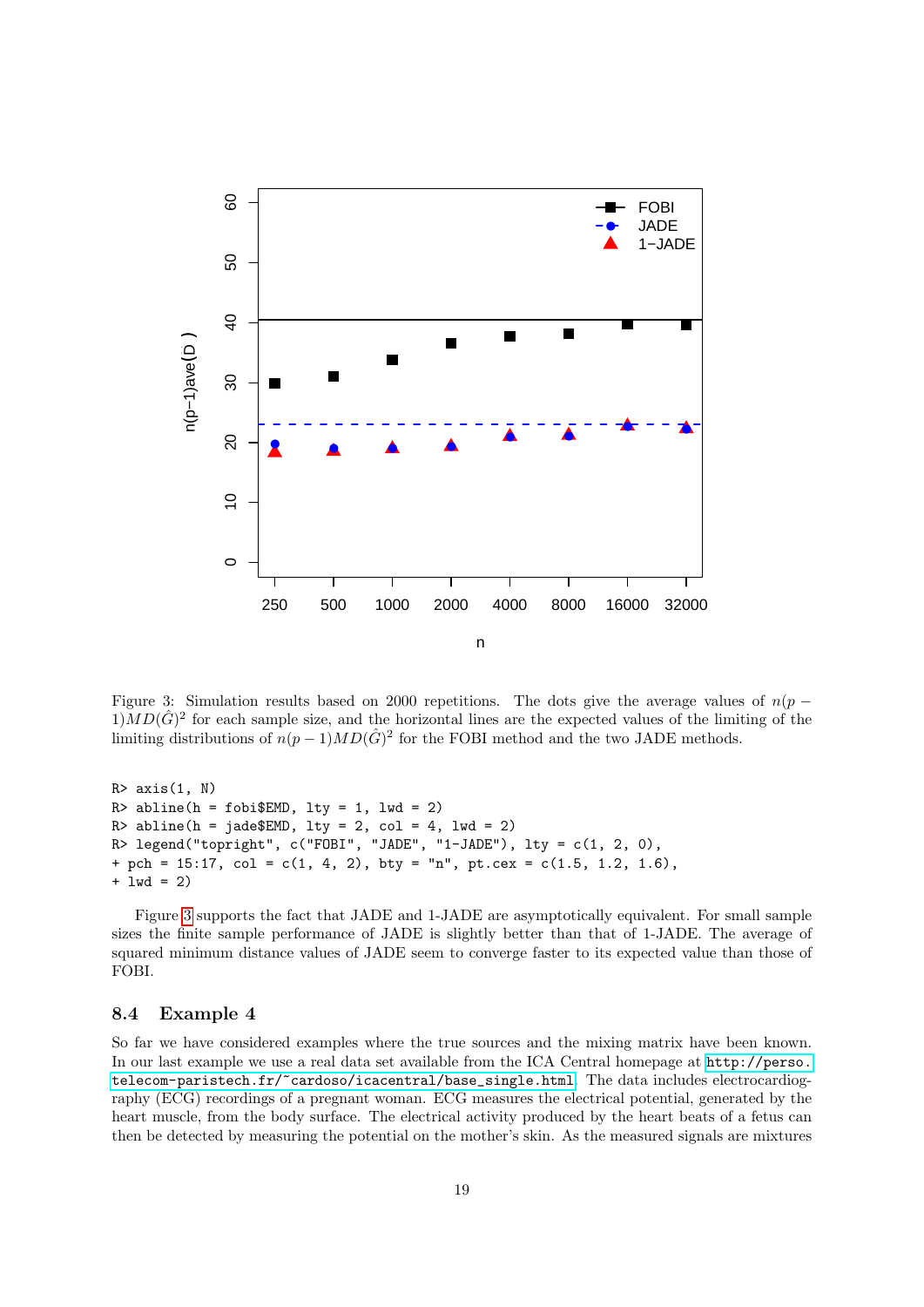Figure 3: Simulation results based on 2000 repetitions. The dots give the average values of $n(p-1)MD(\hat{G})^2$ for each sample size, and the horizontal lines are the expected values of the limiting of the limiting distributions of $n(p-1)MD(\hat{G})^2$ for the FOBI method and the two JADE methods.

```
R> axis(1, N)
R> abline(h = fobi$EMD, lty = 1, lwd = 2)
R> abline(h = jade$EMD, lty = 2, col = 4, lwd = 2)
R> legend("topright", c("FOBI", "JADE", "1-JADE"), lty = c(1, 2, 0),
+ pch = 15:17, col = c(1, 4, 2), bty = "n", pt.cex = c(1.5, 1.2, 1.6),
+ lwd = 2)
```

Figure 3 supports the fact that JADE and 1-JADE are asymptotically equivalent. For small sample sizes the finite sample performance of JADE is slightly better than that of 1-JADE. The average of squared minimum distance values of JADE seem to converge faster to its expected value than those of FOBI.

### 8.4 Example 4

So far we have considered examples where the true sources and the mixing matrix have been known. In our last example we use a real data set available from the ICA Central homepage at http://perso.telecom-paristech.fr/~cardoso/icacentral/base_single.html. The data includes electrocardiography (ECG) recordings of a pregnant woman. ECG measures the electrical potential, generated by the heart muscle, from the body surface. The electrical activity produced by the heart beats of a fetus can then be detected by measuring the potential on the mother's skin. As the measured signals are mixtures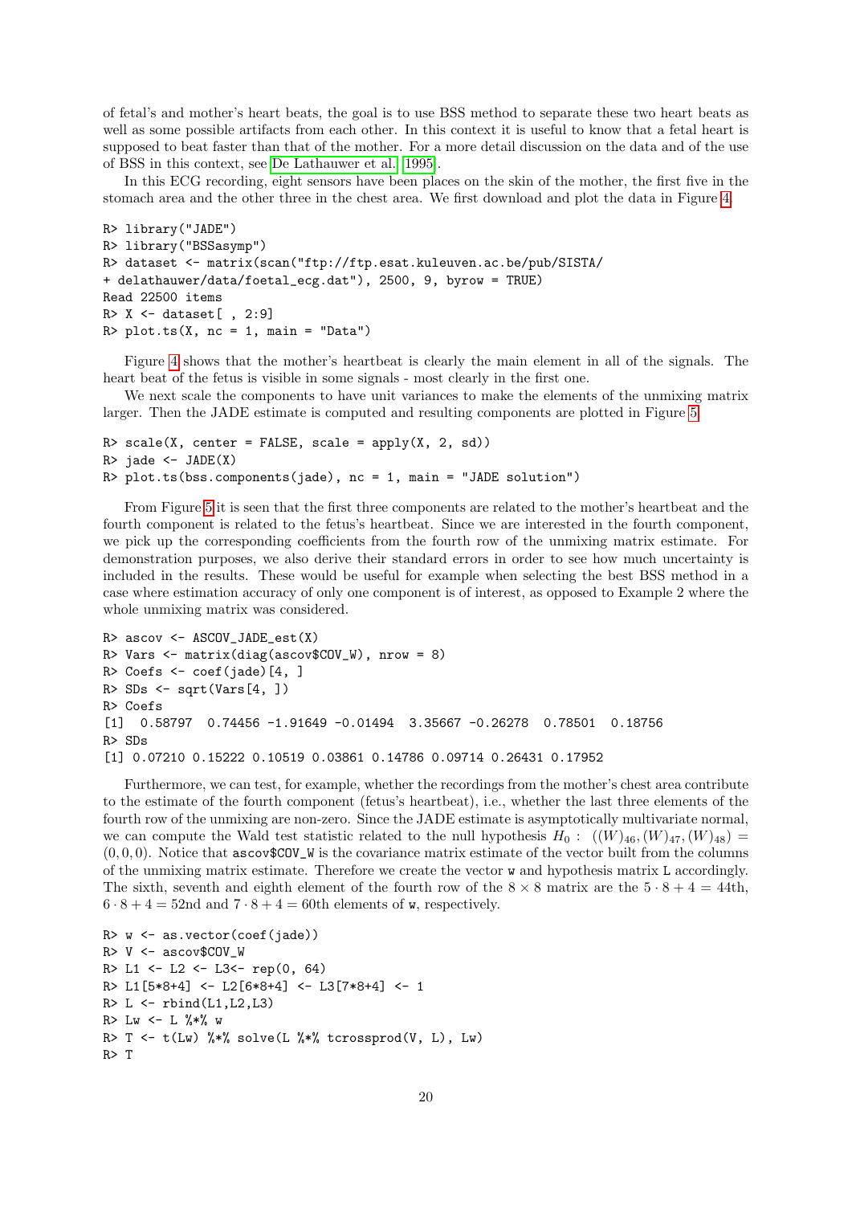of fetal's and mother's heart beats, the goal is to use BSS method to separate these two heart beats as well as some possible artifacts from each other. In this context it is useful to know that a fetal heart is supposed to beat faster than that of the mother. For a more detail discussion on the data and of the use of BSS in this context, see De Lathauwer et al. (1995).

In this ECG recording, eight sensors have been places on the skin of the mother, the first five in the stomach area and the other three in the chest area. We first download and plot the data in Figure 4.

```
R> library("JADE")
R> library("BSSasymp")
R> dataset <- matrix(scan("ftp://ftp.esat.kuleuven.ac.be/pub/SISTA/
+ delathauwer/data/foetal_ecg.dat"), 2500, 9, byrow = TRUE)
Read 22500 items
R> X <- dataset[ , 2:9]
R> plot.ts(X, nc = 1, main = "Data")
```

Figure 4 shows that the mother's heartbeat is clearly the main element in all of the signals. The heart beat of the fetus is visible in some signals - most clearly in the first one.

We next scale the components to have unit variances to make the elements of the unmixing matrix larger. Then the JADE estimate is computed and resulting components are plotted in Figure 5.

```
R> scale(X, center = FALSE, scale = apply(X, 2, sd))
R> jade <- JADE(X)
R> plot.ts(bss.components(jade), nc = 1, main = "JADE solution")
```

From Figure 5 it is seen that the first three components are related to the mother's heartbeat and the fourth component is related to the fetus's heartbeat. Since we are interested in the fourth component, we pick up the corresponding coefficients from the fourth row of the unmixing matrix estimate. For demonstration purposes, we also derive their standard errors in order to see how much uncertainty is included in the results. These would be useful for example when selecting the best BSS method in a case where estimation accuracy of only one component is of interest, as opposed to Example 2 where the whole unmixing matrix was considered.

```
R> ascov <- ASCOV_JADE_est(X)
R> Vars <- matrix(diag(ascov$COV_W), nrow = 8)
R> Coefs <- coef(jade)[4, ]
R> SDs <- sqrt(Vars[4, ])
R> Coefs
[1]  0.58797  0.74456 -1.91649 -0.01494  3.35667 -0.26278  0.78501  0.18756
R> SDs
[1] 0.07210 0.15222 0.10519 0.03861 0.14786 0.09714 0.26431 0.17952
```

Furthermore, we can test, for example, whether the recordings from the mother's chest area contribute to the estimate of the fourth component (fetus's heartbeat), i.e., whether the last three elements of the fourth row of the unmixing are non-zero. Since the JADE estimate is asymptotically multivariate normal, we can compute the Wald test statistic related to the null hypothesis $H_0: \ ((W)_{46}, (W)_{47}, (W)_{48}) = (0, 0, 0)$. Notice that `ascov$COV_W` is the covariance matrix estimate of the vector built from the columns of the unmixing matrix estimate. Therefore we create the vector `w` and hypothesis matrix `L` accordingly. The sixth, seventh and eighth element of the fourth row of the $8 \times 8$ matrix are the $5 \cdot 8 + 4 = 44$th, $6 \cdot 8 + 4 = 52$nd and $7 \cdot 8 + 4 = 60$th elements of `w`, respectively.

```
R> w <- as.vector(coef(jade))
R> V <- ascov$COV_W
R> L1 <- L2 <- L3<- rep(0, 64)
R> L1[5*8+4] <- L2[6*8+4] <- L3[7*8+4] <- 1
R> L <- rbind(L1,L2,L3)
R> Lw <- L %*% w
R> T <- t(Lw) %*% solve(L %*% tcrossprod(V, L), Lw)
R> T
```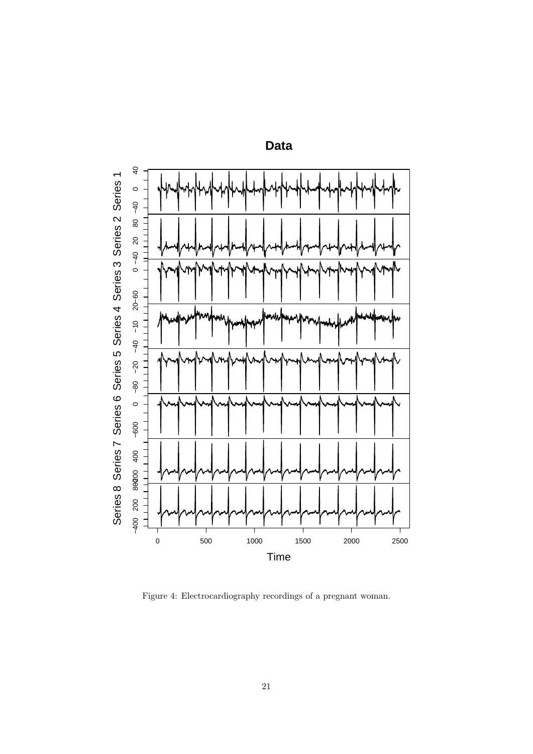Figure 4: Electrocardiography recordings of a pregnant woman.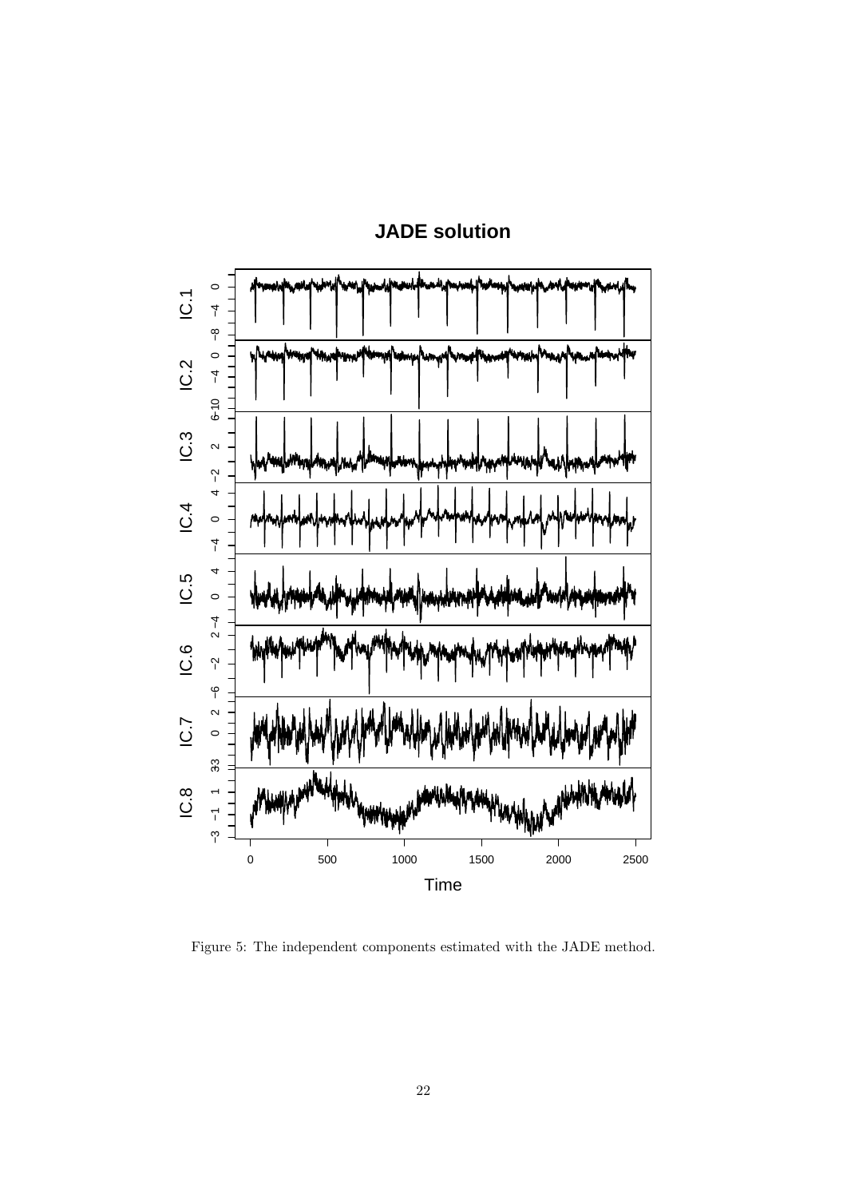Figure 5: The independent components estimated with the JADE method.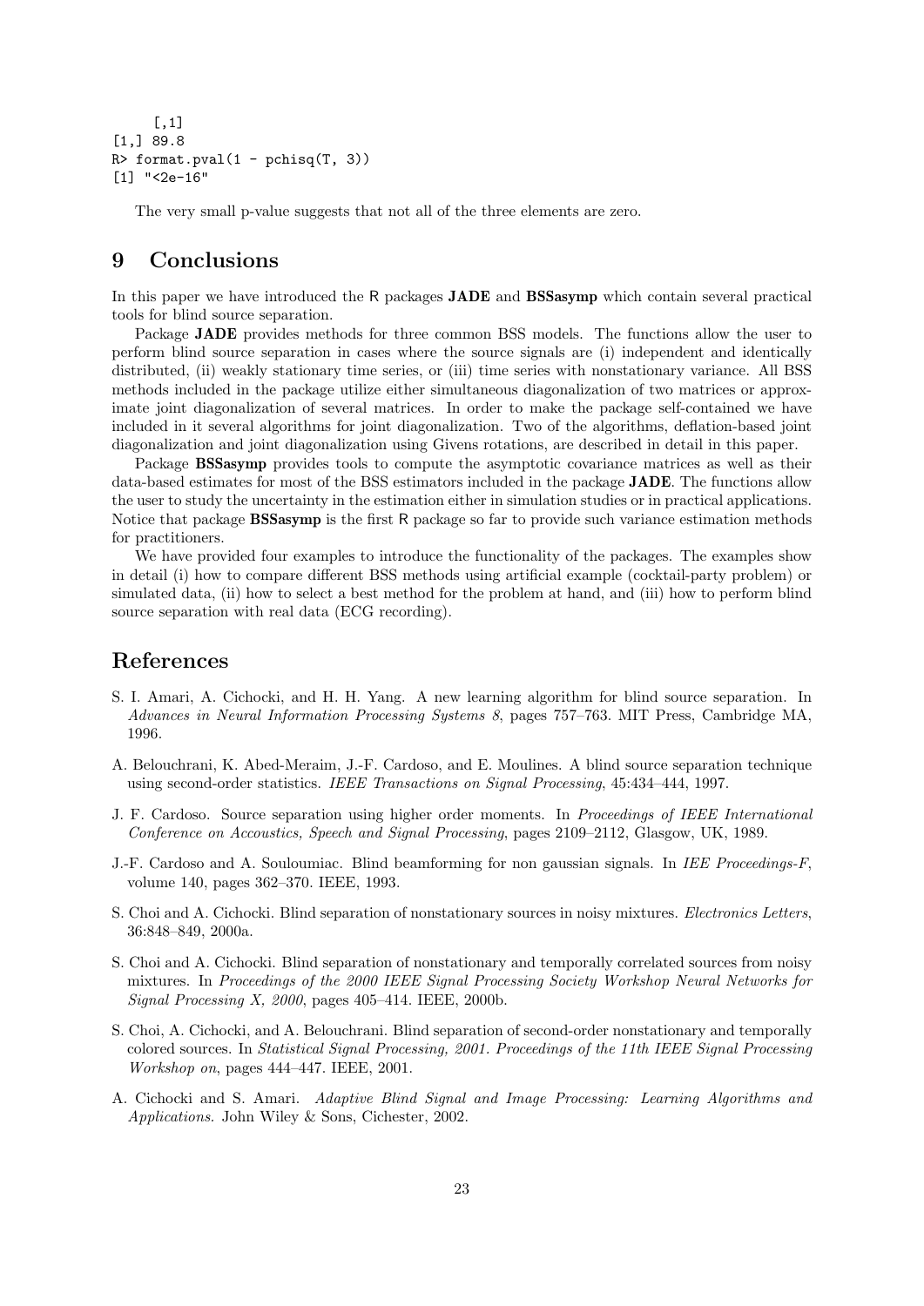```
      [,1]
[1,] 89.8
R> format.pval(1 - pchisq(T, 3))
[1] "<2e-16"
```

The very small p-value suggests that not all of the three elements are zero.

# 9 Conclusions

In this paper we have introduced the R packages **JADE** and **BSSasymp** which contain several practical tools for blind source separation.

Package **JADE** provides methods for three common BSS models. The functions allow the user to perform blind source separation in cases where the source signals are (i) independent and identically distributed, (ii) weakly stationary time series, or (iii) time series with nonstationary variance. All BSS methods included in the package utilize either simultaneous diagonalization of two matrices or approximate joint diagonalization of several matrices. In order to make the package self-contained we have included in it several algorithms for joint diagonalization. Two of the algorithms, deflation-based joint diagonalization and joint diagonalization using Givens rotations, are described in detail in this paper.

Package **BSSasymp** provides tools to compute the asymptotic covariance matrices as well as their data-based estimates for most of the BSS estimators included in the package **JADE**. The functions allow the user to study the uncertainty in the estimation either in simulation studies or in practical applications. Notice that package **BSSasymp** is the first R package so far to provide such variance estimation methods for practitioners.

We have provided four examples to introduce the functionality of the packages. The examples show in detail (i) how to compare different BSS methods using artificial example (cocktail-party problem) or simulated data, (ii) how to select a best method for the problem at hand, and (iii) how to perform blind source separation with real data (ECG recording).

# References

S. I. Amari, A. Cichocki, and H. H. Yang. A new learning algorithm for blind source separation. In *Advances in Neural Information Processing Systems 8*, pages 757–763. MIT Press, Cambridge MA, 1996.

A. Belouchrani, K. Abed-Meraim, J.-F. Cardoso, and E. Moulines. A blind source separation technique using second-order statistics. *IEEE Transactions on Signal Processing*, 45:434–444, 1997.

J. F. Cardoso. Source separation using higher order moments. In *Proceedings of IEEE International Conference on Accoustics, Speech and Signal Processing*, pages 2109–2112, Glasgow, UK, 1989.

J.-F. Cardoso and A. Souloumiac. Blind beamforming for non gaussian signals. In *IEE Proceedings-F*, volume 140, pages 362–370. IEEE, 1993.

S. Choi and A. Cichocki. Blind separation of nonstationary sources in noisy mixtures. *Electronics Letters*, 36:848–849, 2000a.

S. Choi and A. Cichocki. Blind separation of nonstationary and temporally correlated sources from noisy mixtures. In *Proceedings of the 2000 IEEE Signal Processing Society Workshop Neural Networks for Signal Processing X, 2000*, pages 405–414. IEEE, 2000b.

S. Choi, A. Cichocki, and A. Belouchrani. Blind separation of second-order nonstationary and temporally colored sources. In *Statistical Signal Processing, 2001. Proceedings of the 11th IEEE Signal Processing Workshop on*, pages 444–447. IEEE, 2001.

A. Cichocki and S. Amari. *Adaptive Blind Signal and Image Processing: Learning Algorithms and Applications.* John Wiley & Sons, Cichester, 2002.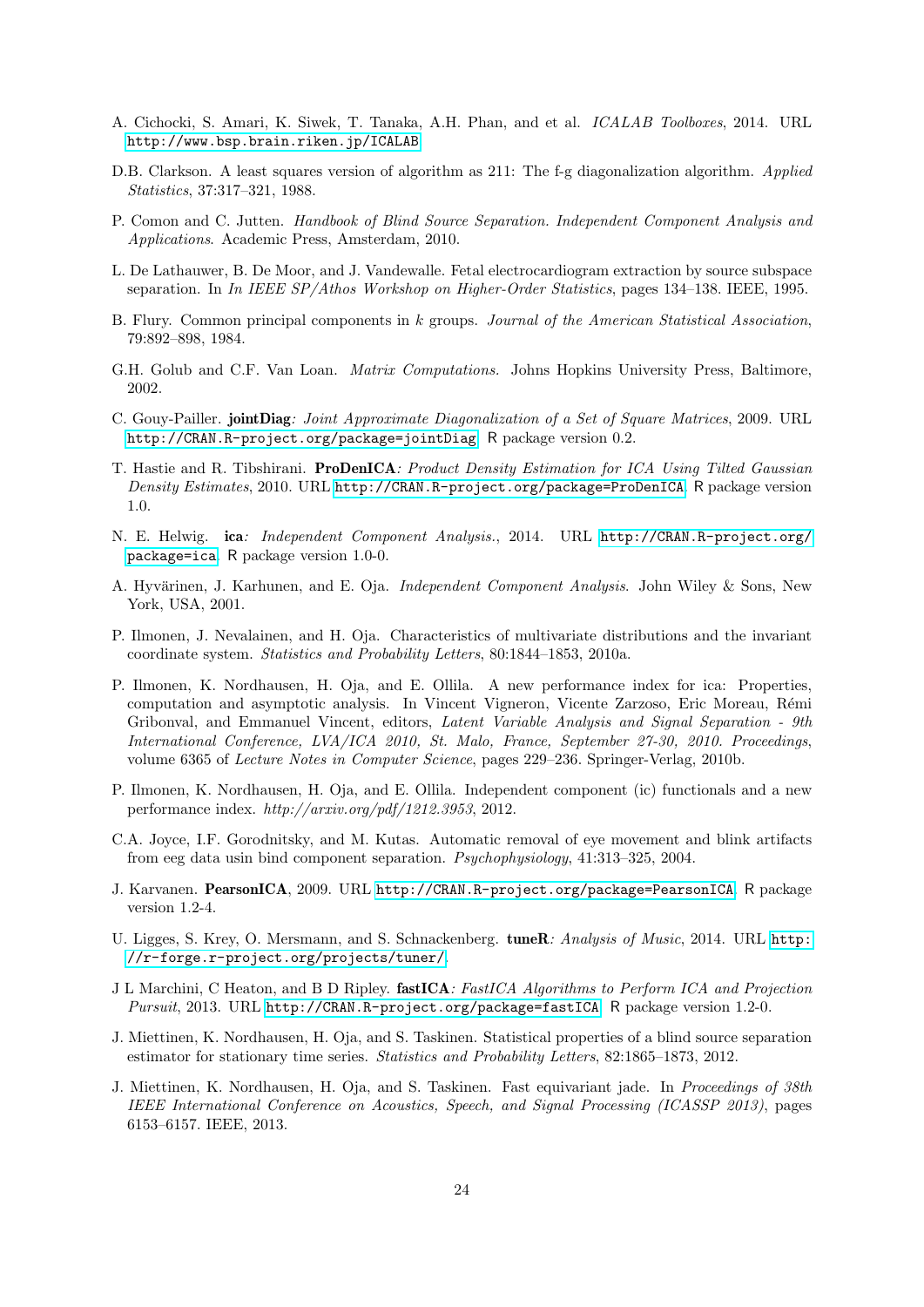A. Cichocki, S. Amari, K. Siwek, T. Tanaka, A.H. Phan, and et al. *ICALAB Toolboxes*, 2014. URL http://www.bsp.brain.riken.jp/ICALAB.

D.B. Clarkson. A least squares version of algorithm as 211: The f-g diagonalization algorithm. *Applied Statistics*, 37:317–321, 1988.

P. Comon and C. Jutten. *Handbook of Blind Source Separation. Independent Component Analysis and Applications*. Academic Press, Amsterdam, 2010.

L. De Lathauwer, B. De Moor, and J. Vandewalle. Fetal electrocardiogram extraction by source subspace separation. In *In IEEE SP/Athos Workshop on Higher-Order Statistics*, pages 134–138. IEEE, 1995.

B. Flury. Common principal components in $k$ groups. *Journal of the American Statistical Association*, 79:892–898, 1984.

G.H. Golub and C.F. Van Loan. *Matrix Computations.* Johns Hopkins University Press, Baltimore, 2002.

C. Gouy-Pailler. **jointDiag***: Joint Approximate Diagonalization of a Set of Square Matrices*, 2009. URL http://CRAN.R-project.org/package=jointDiag. R package version 0.2.

T. Hastie and R. Tibshirani. **ProDenICA***: Product Density Estimation for ICA Using Tilted Gaussian Density Estimates*, 2010. URL http://CRAN.R-project.org/package=ProDenICA. R package version 1.0.

N. E. Helwig. **ica***: Independent Component Analysis.*, 2014. URL http://CRAN.R-project.org/package=ica. R package version 1.0-0.

A. Hyvärinen, J. Karhunen, and E. Oja. *Independent Component Analysis*. John Wiley & Sons, New York, USA, 2001.

P. Ilmonen, J. Nevalainen, and H. Oja. Characteristics of multivariate distributions and the invariant coordinate system. *Statistics and Probability Letters*, 80:1844–1853, 2010a.

P. Ilmonen, K. Nordhausen, H. Oja, and E. Ollila. A new performance index for ica: Properties, computation and asymptotic analysis. In Vincent Vigneron, Vicente Zarzoso, Eric Moreau, Rémi Gribonval, and Emmanuel Vincent, editors, *Latent Variable Analysis and Signal Separation - 9th International Conference, LVA/ICA 2010, St. Malo, France, September 27-30, 2010. Proceedings*, volume 6365 of *Lecture Notes in Computer Science*, pages 229–236. Springer-Verlag, 2010b.

P. Ilmonen, K. Nordhausen, H. Oja, and E. Ollila. Independent component (ic) functionals and a new performance index. *http://arxiv.org/pdf/1212.3953*, 2012.

C.A. Joyce, I.F. Gorodnitsky, and M. Kutas. Automatic removal of eye movement and blink artifacts from eeg data usin bind component separation. *Psychophysiology*, 41:313–325, 2004.

J. Karvanen. **PearsonICA**, 2009. URL http://CRAN.R-project.org/package=PearsonICA. R package version 1.2-4.

U. Ligges, S. Krey, O. Mersmann, and S. Schnackenberg. **tuneR***: Analysis of Music*, 2014. URL http://r-forge.r-project.org/projects/tuner/.

J L Marchini, C Heaton, and B D Ripley. **fastICA***: FastICA Algorithms to Perform ICA and Projection Pursuit*, 2013. URL http://CRAN.R-project.org/package=fastICA. R package version 1.2-0.

J. Miettinen, K. Nordhausen, H. Oja, and S. Taskinen. Statistical properties of a blind source separation estimator for stationary time series. *Statistics and Probability Letters*, 82:1865–1873, 2012.

J. Miettinen, K. Nordhausen, H. Oja, and S. Taskinen. Fast equivariant jade. In *Proceedings of 38th IEEE International Conference on Acoustics, Speech, and Signal Processing (ICASSP 2013)*, pages 6153–6157. IEEE, 2013.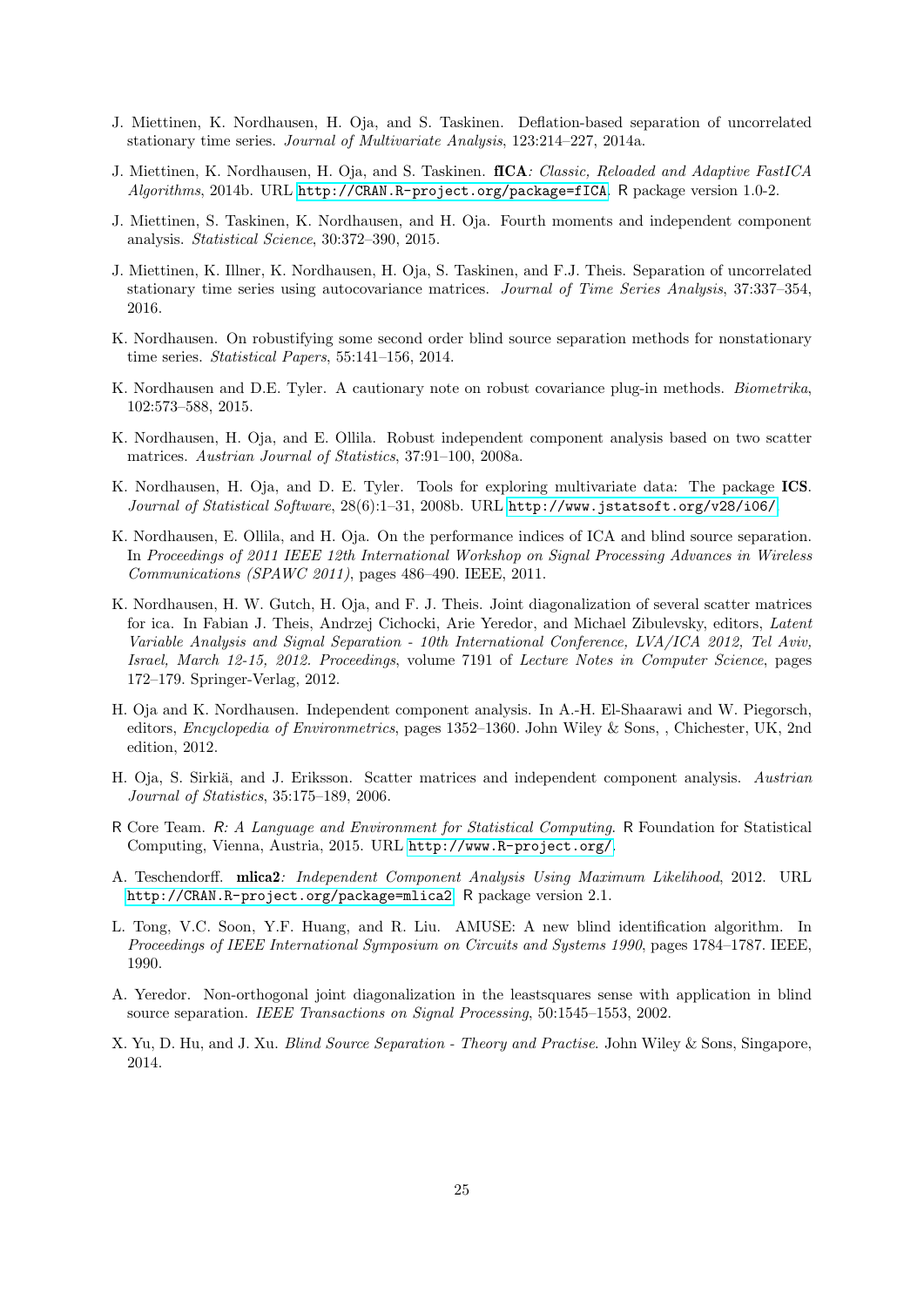J. Miettinen, K. Nordhausen, H. Oja, and S. Taskinen. Deflation-based separation of uncorrelated stationary time series. *Journal of Multivariate Analysis*, 123:214–227, 2014a.

J. Miettinen, K. Nordhausen, H. Oja, and S. Taskinen. **fICA***: Classic, Reloaded and Adaptive FastICA Algorithms*, 2014b. URL http://CRAN.R-project.org/package=fICA. R package version 1.0-2.

J. Miettinen, S. Taskinen, K. Nordhausen, and H. Oja. Fourth moments and independent component analysis. *Statistical Science*, 30:372–390, 2015.

J. Miettinen, K. Illner, K. Nordhausen, H. Oja, S. Taskinen, and F.J. Theis. Separation of uncorrelated stationary time series using autocovariance matrices. *Journal of Time Series Analysis*, 37:337–354, 2016.

K. Nordhausen. On robustifying some second order blind source separation methods for nonstationary time series. *Statistical Papers*, 55:141–156, 2014.

K. Nordhausen and D.E. Tyler. A cautionary note on robust covariance plug-in methods. *Biometrika*, 102:573–588, 2015.

K. Nordhausen, H. Oja, and E. Ollila. Robust independent component analysis based on two scatter matrices. *Austrian Journal of Statistics*, 37:91–100, 2008a.

K. Nordhausen, H. Oja, and D. E. Tyler. Tools for exploring multivariate data: The package **ICS**. *Journal of Statistical Software*, 28(6):1–31, 2008b. URL http://www.jstatsoft.org/v28/i06/.

K. Nordhausen, E. Ollila, and H. Oja. On the performance indices of ICA and blind source separation. In *Proceedings of 2011 IEEE 12th International Workshop on Signal Processing Advances in Wireless Communications (SPAWC 2011)*, pages 486–490. IEEE, 2011.

K. Nordhausen, H. W. Gutch, H. Oja, and F. J. Theis. Joint diagonalization of several scatter matrices for ica. In Fabian J. Theis, Andrzej Cichocki, Arie Yeredor, and Michael Zibulevsky, editors, *Latent Variable Analysis and Signal Separation - 10th International Conference, LVA/ICA 2012, Tel Aviv, Israel, March 12-15, 2012. Proceedings*, volume 7191 of *Lecture Notes in Computer Science*, pages 172–179. Springer-Verlag, 2012.

H. Oja and K. Nordhausen. Independent component analysis. In A.-H. El-Shaarawi and W. Piegorsch, editors, *Encyclopedia of Environmetrics*, pages 1352–1360. John Wiley & Sons, , Chichester, UK, 2nd edition, 2012.

H. Oja, S. Sirkiä, and J. Eriksson. Scatter matrices and independent component analysis. *Austrian Journal of Statistics*, 35:175–189, 2006.

R Core Team. *R: A Language and Environment for Statistical Computing*. R Foundation for Statistical Computing, Vienna, Austria, 2015. URL http://www.R-project.org/.

A. Teschendorff. **mlica2***: Independent Component Analysis Using Maximum Likelihood*, 2012. URL http://CRAN.R-project.org/package=mlica2. R package version 2.1.

L. Tong, V.C. Soon, Y.F. Huang, and R. Liu. AMUSE: A new blind identification algorithm. In *Proceedings of IEEE International Symposium on Circuits and Systems 1990*, pages 1784–1787. IEEE, 1990.

A. Yeredor. Non-orthogonal joint diagonalization in the leastsquares sense with application in blind source separation. *IEEE Transactions on Signal Processing*, 50:1545–1553, 2002.

X. Yu, D. Hu, and J. Xu. *Blind Source Separation - Theory and Practise*. John Wiley & Sons, Singapore, 2014.